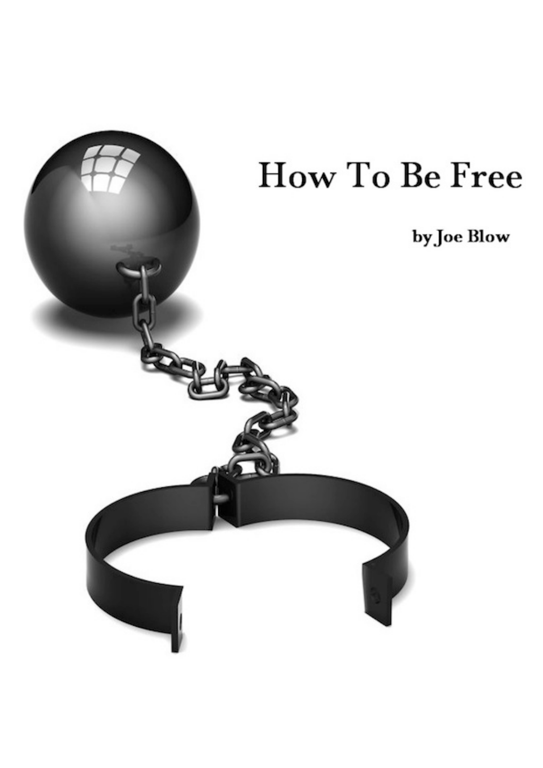# How To Be Free

by Joe Blow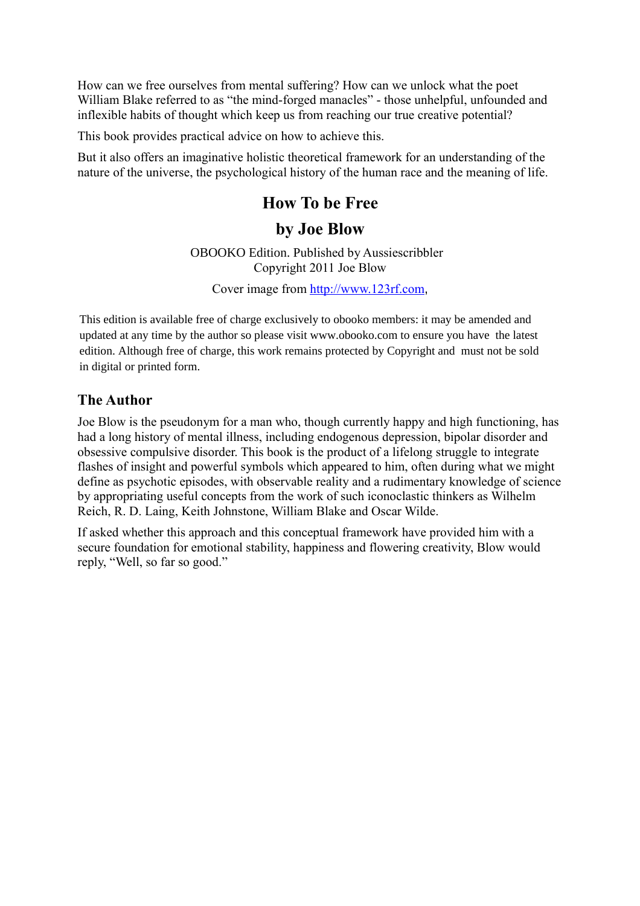How can we free ourselves from mental suffering? How can we unlock what the poet William Blake referred to as “the mind-forged manacles” - those unhelpful, unfounded and inflexible habits of thought which keep us from reaching our true creative potential?

This book provides practical advice on how to achieve this.

But it also offers an imaginative holistic theoretical framework for an understanding of the nature of the universe, the psychological history of the human race and the meaning of life.

# How To be Free

## by Joe Blow

OBOOKO Edition. Published by Aussiescribbler
Copyright 2011 Joe Blow

Cover image from [http://www.123rf.com](http://www.123rf.com),

This edition is available free of charge exclusively to obooko members: it may be amended and updated at any time by the author so please visit www.obooko.com to ensure you have the latest edition. Although free of charge, this work remains protected by Copyright and must not be sold in digital or printed form.

## The Author

Joe Blow is the pseudonym for a man who, though currently happy and high functioning, has had a long history of mental illness, including endogenous depression, bipolar disorder and obsessive compulsive disorder. This book is the product of a lifelong struggle to integrate flashes of insight and powerful symbols which appeared to him, often during what we might define as psychotic episodes, with observable reality and a rudimentary knowledge of science by appropriating useful concepts from the work of such iconoclastic thinkers as Wilhelm Reich, R. D. Laing, Keith Johnstone, William Blake and Oscar Wilde.

If asked whether this approach and this conceptual framework have provided him with a secure foundation for emotional stability, happiness and flowering creativity, Blow would reply, “Well, so far so good.”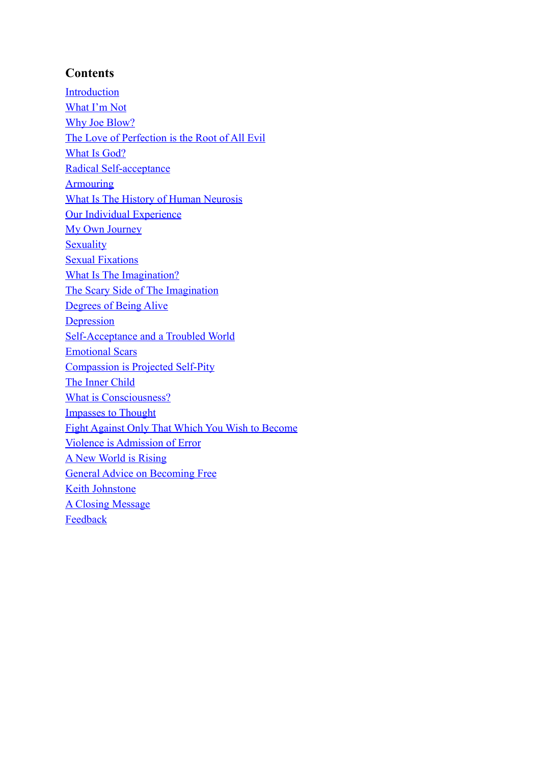## Contents

- Introduction
- What I'm Not
- Why Joe Blow?
- The Love of Perfection is the Root of All Evil
- What Is God?
- Radical Self-acceptance
- Armouring
- What Is The History of Human Neurosis
- Our Individual Experience
- My Own Journey
- Sexuality
- Sexual Fixations
- What Is The Imagination?
- The Scary Side of The Imagination
- Degrees of Being Alive
- Depression
- Self-Acceptance and a Troubled World
- Emotional Scars
- Compassion is Projected Self-Pity
- The Inner Child
- What is Consciousness?
- Impasses to Thought
- Fight Against Only That Which You Wish to Become
- Violence is Admission of Error
- A New World is Rising
- General Advice on Becoming Free
- Keith Johnstone
- A Closing Message
- Feedback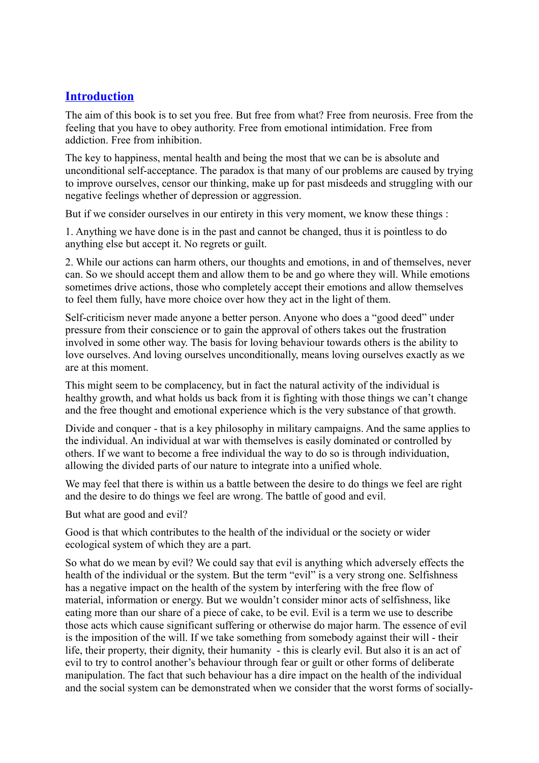## Introduction

The aim of this book is to set you free. But free from what? Free from neurosis. Free from the feeling that you have to obey authority. Free from emotional intimidation. Free from addiction. Free from inhibition.

The key to happiness, mental health and being the most that we can be is absolute and unconditional self-acceptance. The paradox is that many of our problems are caused by trying to improve ourselves, censor our thinking, make up for past misdeeds and struggling with our negative feelings whether of depression or aggression.

But if we consider ourselves in our entirety in this very moment, we know these things :

1. Anything we have done is in the past and cannot be changed, thus it is pointless to do anything else but accept it. No regrets or guilt.

2. While our actions can harm others, our thoughts and emotions, in and of themselves, never can. So we should accept them and allow them to be and go where they will. While emotions sometimes drive actions, those who completely accept their emotions and allow themselves to feel them fully, have more choice over how they act in the light of them.

Self-criticism never made anyone a better person. Anyone who does a "good deed" under pressure from their conscience or to gain the approval of others takes out the frustration involved in some other way. The basis for loving behaviour towards others is the ability to love ourselves. And loving ourselves unconditionally, means loving ourselves exactly as we are at this moment.

This might seem to be complacency, but in fact the natural activity of the individual is healthy growth, and what holds us back from it is fighting with those things we can't change and the free thought and emotional experience which is the very substance of that growth.

Divide and conquer - that is a key philosophy in military campaigns. And the same applies to the individual. An individual at war with themselves is easily dominated or controlled by others. If we want to become a free individual the way to do so is through individuation, allowing the divided parts of our nature to integrate into a unified whole.

We may feel that there is within us a battle between the desire to do things we feel are right and the desire to do things we feel are wrong. The battle of good and evil.

But what are good and evil?

Good is that which contributes to the health of the individual or the society or wider ecological system of which they are a part.

So what do we mean by evil? We could say that evil is anything which adversely effects the health of the individual or the system. But the term "evil" is a very strong one. Selfishness has a negative impact on the health of the system by interfering with the free flow of material, information or energy. But we wouldn't consider minor acts of selfishness, like eating more than our share of a piece of cake, to be evil. Evil is a term we use to describe those acts which cause significant suffering or otherwise do major harm. The essence of evil is the imposition of the will. If we take something from somebody against their will - their life, their property, their dignity, their humanity - this is clearly evil. But also it is an act of evil to try to control another's behaviour through fear or guilt or other forms of deliberate manipulation. The fact that such behaviour has a dire impact on the health of the individual and the social system can be demonstrated when we consider that the worst forms of socially-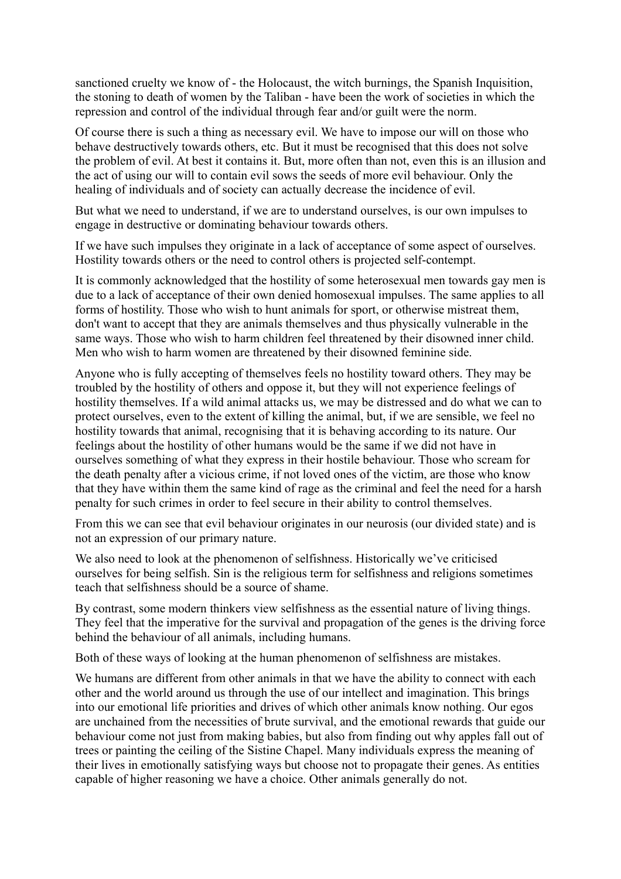sanctioned cruelty we know of - the Holocaust, the witch burnings, the Spanish Inquisition, the stoning to death of women by the Taliban - have been the work of societies in which the repression and control of the individual through fear and/or guilt were the norm.

Of course there is such a thing as necessary evil. We have to impose our will on those who behave destructively towards others, etc. But it must be recognised that this does not solve the problem of evil. At best it contains it. But, more often than not, even this is an illusion and the act of using our will to contain evil sows the seeds of more evil behaviour. Only the healing of individuals and of society can actually decrease the incidence of evil.

But what we need to understand, if we are to understand ourselves, is our own impulses to engage in destructive or dominating behaviour towards others.

If we have such impulses they originate in a lack of acceptance of some aspect of ourselves. Hostility towards others or the need to control others is projected self-contempt.

It is commonly acknowledged that the hostility of some heterosexual men towards gay men is due to a lack of acceptance of their own denied homosexual impulses. The same applies to all forms of hostility. Those who wish to hunt animals for sport, or otherwise mistreat them, don't want to accept that they are animals themselves and thus physically vulnerable in the same ways. Those who wish to harm children feel threatened by their disowned inner child. Men who wish to harm women are threatened by their disowned feminine side.

Anyone who is fully accepting of themselves feels no hostility toward others. They may be troubled by the hostility of others and oppose it, but they will not experience feelings of hostility themselves. If a wild animal attacks us, we may be distressed and do what we can to protect ourselves, even to the extent of killing the animal, but, if we are sensible, we feel no hostility towards that animal, recognising that it is behaving according to its nature. Our feelings about the hostility of other humans would be the same if we did not have in ourselves something of what they express in their hostile behaviour. Those who scream for the death penalty after a vicious crime, if not loved ones of the victim, are those who know that they have within them the same kind of rage as the criminal and feel the need for a harsh penalty for such crimes in order to feel secure in their ability to control themselves.

From this we can see that evil behaviour originates in our neurosis (our divided state) and is not an expression of our primary nature.

We also need to look at the phenomenon of selfishness. Historically we've criticised ourselves for being selfish. Sin is the religious term for selfishness and religions sometimes teach that selfishness should be a source of shame.

By contrast, some modern thinkers view selfishness as the essential nature of living things. They feel that the imperative for the survival and propagation of the genes is the driving force behind the behaviour of all animals, including humans.

Both of these ways of looking at the human phenomenon of selfishness are mistakes.

We humans are different from other animals in that we have the ability to connect with each other and the world around us through the use of our intellect and imagination. This brings into our emotional life priorities and drives of which other animals know nothing. Our egos are unchained from the necessities of brute survival, and the emotional rewards that guide our behaviour come not just from making babies, but also from finding out why apples fall out of trees or painting the ceiling of the Sistine Chapel. Many individuals express the meaning of their lives in emotionally satisfying ways but choose not to propagate their genes. As entities capable of higher reasoning we have a choice. Other animals generally do not.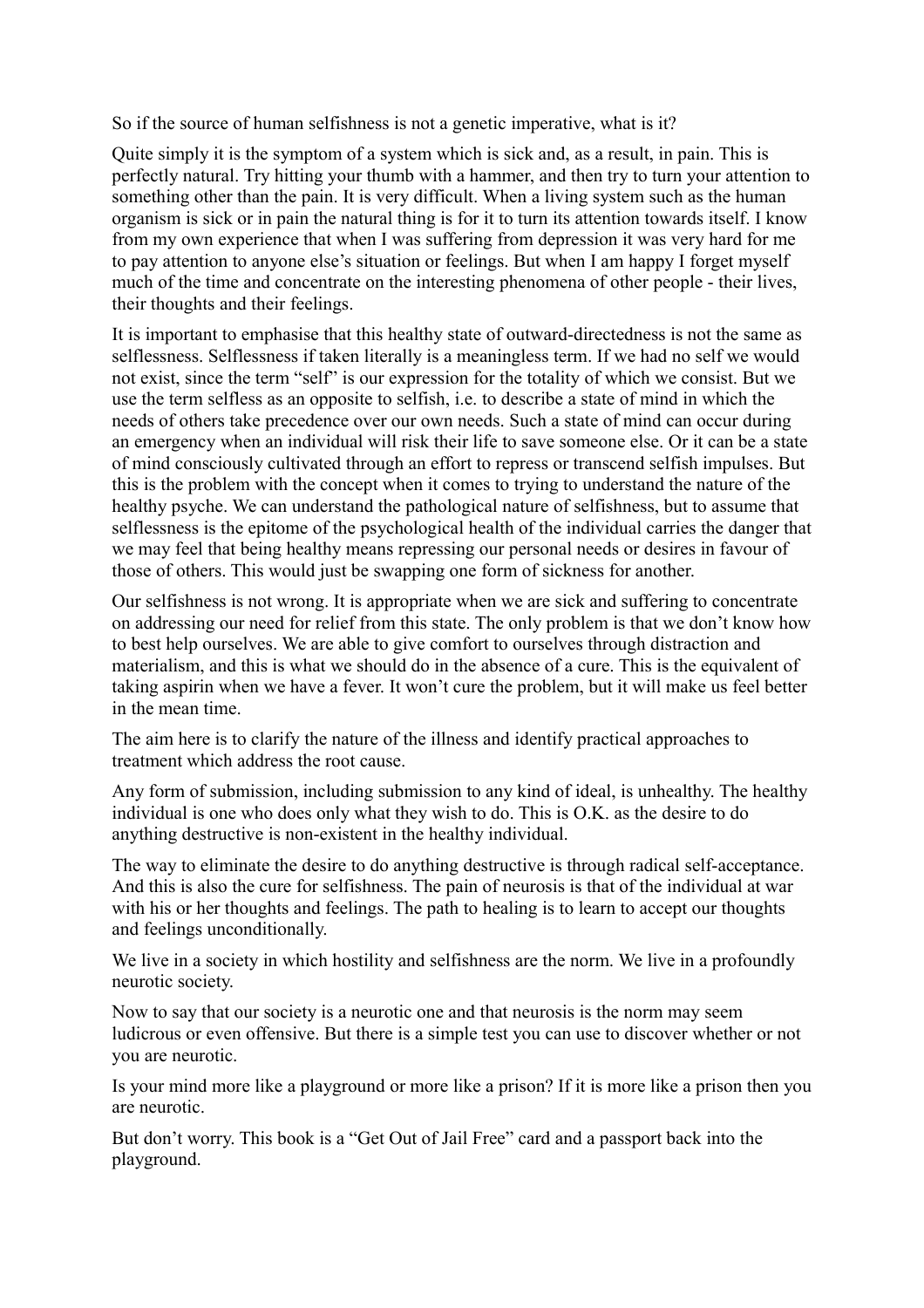So if the source of human selfishness is not a genetic imperative, what is it?

Quite simply it is the symptom of a system which is sick and, as a result, in pain. This is perfectly natural. Try hitting your thumb with a hammer, and then try to turn your attention to something other than the pain. It is very difficult. When a living system such as the human organism is sick or in pain the natural thing is for it to turn its attention towards itself. I know from my own experience that when I was suffering from depression it was very hard for me to pay attention to anyone else's situation or feelings. But when I am happy I forget myself much of the time and concentrate on the interesting phenomena of other people - their lives, their thoughts and their feelings.

It is important to emphasise that this healthy state of outward-directedness is not the same as selflessness. Selflessness if taken literally is a meaningless term. If we had no self we would not exist, since the term "self" is our expression for the totality of which we consist. But we use the term selfless as an opposite to selfish, i.e. to describe a state of mind in which the needs of others take precedence over our own needs. Such a state of mind can occur during an emergency when an individual will risk their life to save someone else. Or it can be a state of mind consciously cultivated through an effort to repress or transcend selfish impulses. But this is the problem with the concept when it comes to trying to understand the nature of the healthy psyche. We can understand the pathological nature of selfishness, but to assume that selflessness is the epitome of the psychological health of the individual carries the danger that we may feel that being healthy means repressing our personal needs or desires in favour of those of others. This would just be swapping one form of sickness for another.

Our selfishness is not wrong. It is appropriate when we are sick and suffering to concentrate on addressing our need for relief from this state. The only problem is that we don't know how to best help ourselves. We are able to give comfort to ourselves through distraction and materialism, and this is what we should do in the absence of a cure. This is the equivalent of taking aspirin when we have a fever. It won't cure the problem, but it will make us feel better in the mean time.

The aim here is to clarify the nature of the illness and identify practical approaches to treatment which address the root cause.

Any form of submission, including submission to any kind of ideal, is unhealthy. The healthy individual is one who does only what they wish to do. This is O.K. as the desire to do anything destructive is non-existent in the healthy individual.

The way to eliminate the desire to do anything destructive is through radical self-acceptance. And this is also the cure for selfishness. The pain of neurosis is that of the individual at war with his or her thoughts and feelings. The path to healing is to learn to accept our thoughts and feelings unconditionally.

We live in a society in which hostility and selfishness are the norm. We live in a profoundly neurotic society.

Now to say that our society is a neurotic one and that neurosis is the norm may seem ludicrous or even offensive. But there is a simple test you can use to discover whether or not you are neurotic.

Is your mind more like a playground or more like a prison? If it is more like a prison then you are neurotic.

But don't worry. This book is a "Get Out of Jail Free" card and a passport back into the playground.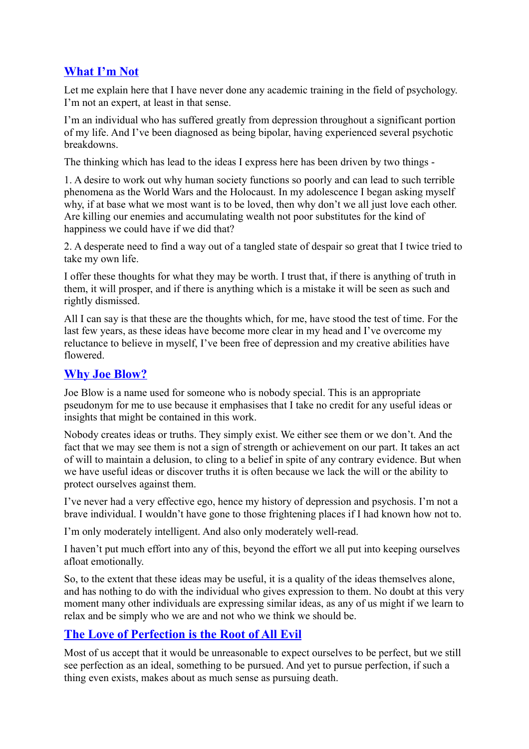## What I'm Not

Let me explain here that I have never done any academic training in the field of psychology. I'm not an expert, at least in that sense.

I'm an individual who has suffered greatly from depression throughout a significant portion of my life. And I've been diagnosed as being bipolar, having experienced several psychotic breakdowns.

The thinking which has lead to the ideas I express here has been driven by two things -

1. A desire to work out why human society functions so poorly and can lead to such terrible phenomena as the World Wars and the Holocaust. In my adolescence I began asking myself why, if at base what we most want is to be loved, then why don't we all just love each other. Are killing our enemies and accumulating wealth not poor substitutes for the kind of happiness we could have if we did that?

2. A desperate need to find a way out of a tangled state of despair so great that I twice tried to take my own life.

I offer these thoughts for what they may be worth. I trust that, if there is anything of truth in them, it will prosper, and if there is anything which is a mistake it will be seen as such and rightly dismissed.

All I can say is that these are the thoughts which, for me, have stood the test of time. For the last few years, as these ideas have become more clear in my head and I've overcome my reluctance to believe in myself, I've been free of depression and my creative abilities have flowered.

## Why Joe Blow?

Joe Blow is a name used for someone who is nobody special. This is an appropriate pseudonym for me to use because it emphasises that I take no credit for any useful ideas or insights that might be contained in this work.

Nobody creates ideas or truths. They simply exist. We either see them or we don't. And the fact that we may see them is not a sign of strength or achievement on our part. It takes an act of will to maintain a delusion, to cling to a belief in spite of any contrary evidence. But when we have useful ideas or discover truths it is often because we lack the will or the ability to protect ourselves against them.

I've never had a very effective ego, hence my history of depression and psychosis. I'm not a brave individual. I wouldn't have gone to those frightening places if I had known how not to.

I'm only moderately intelligent. And also only moderately well-read.

I haven't put much effort into any of this, beyond the effort we all put into keeping ourselves afloat emotionally.

So, to the extent that these ideas may be useful, it is a quality of the ideas themselves alone, and has nothing to do with the individual who gives expression to them. No doubt at this very moment many other individuals are expressing similar ideas, as any of us might if we learn to relax and be simply who we are and not who we think we should be.

## The Love of Perfection is the Root of All Evil

Most of us accept that it would be unreasonable to expect ourselves to be perfect, but we still see perfection as an ideal, something to be pursued. And yet to pursue perfection, if such a thing even exists, makes about as much sense as pursuing death.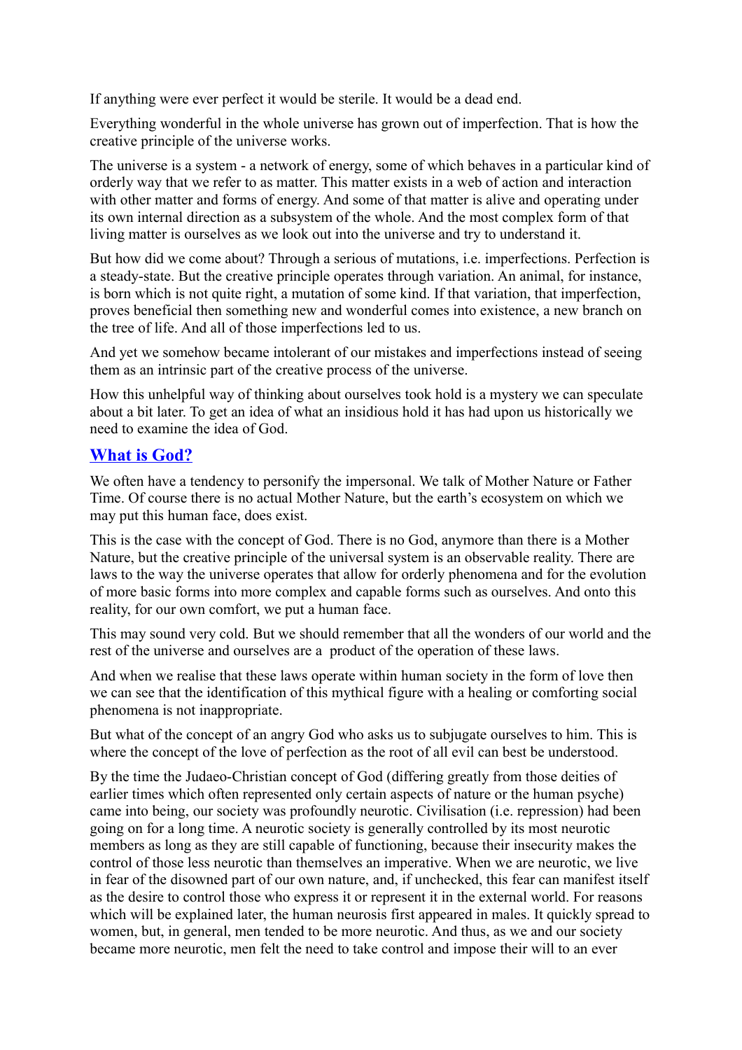If anything were ever perfect it would be sterile. It would be a dead end.

Everything wonderful in the whole universe has grown out of imperfection. That is how the creative principle of the universe works.

The universe is a system - a network of energy, some of which behaves in a particular kind of orderly way that we refer to as matter. This matter exists in a web of action and interaction with other matter and forms of energy. And some of that matter is alive and operating under its own internal direction as a subsystem of the whole. And the most complex form of that living matter is ourselves as we look out into the universe and try to understand it.

But how did we come about? Through a serious of mutations, i.e. imperfections. Perfection is a steady-state. But the creative principle operates through variation. An animal, for instance, is born which is not quite right, a mutation of some kind. If that variation, that imperfection, proves beneficial then something new and wonderful comes into existence, a new branch on the tree of life. And all of those imperfections led to us.

And yet we somehow became intolerant of our mistakes and imperfections instead of seeing them as an intrinsic part of the creative process of the universe.

How this unhelpful way of thinking about ourselves took hold is a mystery we can speculate about a bit later. To get an idea of what an insidious hold it has had upon us historically we need to examine the idea of God.

## What is God?

We often have a tendency to personify the impersonal. We talk of Mother Nature or Father Time. Of course there is no actual Mother Nature, but the earth's ecosystem on which we may put this human face, does exist.

This is the case with the concept of God. There is no God, anymore than there is a Mother Nature, but the creative principle of the universal system is an observable reality. There are laws to the way the universe operates that allow for orderly phenomena and for the evolution of more basic forms into more complex and capable forms such as ourselves. And onto this reality, for our own comfort, we put a human face.

This may sound very cold. But we should remember that all the wonders of our world and the rest of the universe and ourselves are a product of the operation of these laws.

And when we realise that these laws operate within human society in the form of love then we can see that the identification of this mythical figure with a healing or comforting social phenomena is not inappropriate.

But what of the concept of an angry God who asks us to subjugate ourselves to him. This is where the concept of the love of perfection as the root of all evil can best be understood.

By the time the Judaeo-Christian concept of God (differing greatly from those deities of earlier times which often represented only certain aspects of nature or the human psyche) came into being, our society was profoundly neurotic. Civilisation (i.e. repression) had been going on for a long time. A neurotic society is generally controlled by its most neurotic members as long as they are still capable of functioning, because their insecurity makes the control of those less neurotic than themselves an imperative. When we are neurotic, we live in fear of the disowned part of our own nature, and, if unchecked, this fear can manifest itself as the desire to control those who express it or represent it in the external world. For reasons which will be explained later, the human neurosis first appeared in males. It quickly spread to women, but, in general, men tended to be more neurotic. And thus, as we and our society became more neurotic, men felt the need to take control and impose their will to an ever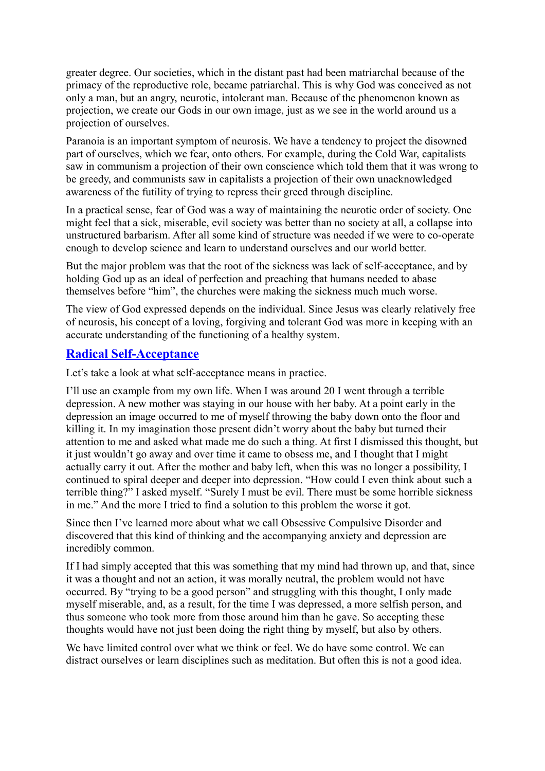greater degree. Our societies, which in the distant past had been matriarchal because of the primacy of the reproductive role, became patriarchal. This is why God was conceived as not only a man, but an angry, neurotic, intolerant man. Because of the phenomenon known as projection, we create our Gods in our own image, just as we see in the world around us a projection of ourselves.

Paranoia is an important symptom of neurosis. We have a tendency to project the disowned part of ourselves, which we fear, onto others. For example, during the Cold War, capitalists saw in communism a projection of their own conscience which told them that it was wrong to be greedy, and communists saw in capitalists a projection of their own unacknowledged awareness of the futility of trying to repress their greed through discipline.

In a practical sense, fear of God was a way of maintaining the neurotic order of society. One might feel that a sick, miserable, evil society was better than no society at all, a collapse into unstructured barbarism. After all some kind of structure was needed if we were to co-operate enough to develop science and learn to understand ourselves and our world better.

But the major problem was that the root of the sickness was lack of self-acceptance, and by holding God up as an ideal of perfection and preaching that humans needed to abase themselves before "him", the churches were making the sickness much much worse.

The view of God expressed depends on the individual. Since Jesus was clearly relatively free of neurosis, his concept of a loving, forgiving and tolerant God was more in keeping with an accurate understanding of the functioning of a healthy system.

## Radical Self-Acceptance

Let's take a look at what self-acceptance means in practice.

I'll use an example from my own life. When I was around 20 I went through a terrible depression. A new mother was staying in our house with her baby. At a point early in the depression an image occurred to me of myself throwing the baby down onto the floor and killing it. In my imagination those present didn't worry about the baby but turned their attention to me and asked what made me do such a thing. At first I dismissed this thought, but it just wouldn't go away and over time it came to obsess me, and I thought that I might actually carry it out. After the mother and baby left, when this was no longer a possibility, I continued to spiral deeper and deeper into depression. "How could I even think about such a terrible thing?" I asked myself. "Surely I must be evil. There must be some horrible sickness in me." And the more I tried to find a solution to this problem the worse it got.

Since then I've learned more about what we call Obsessive Compulsive Disorder and discovered that this kind of thinking and the accompanying anxiety and depression are incredibly common.

If I had simply accepted that this was something that my mind had thrown up, and that, since it was a thought and not an action, it was morally neutral, the problem would not have occurred. By "trying to be a good person" and struggling with this thought, I only made myself miserable, and, as a result, for the time I was depressed, a more selfish person, and thus someone who took more from those around him than he gave. So accepting these thoughts would have not just been doing the right thing by myself, but also by others.

We have limited control over what we think or feel. We do have some control. We can distract ourselves or learn disciplines such as meditation. But often this is not a good idea.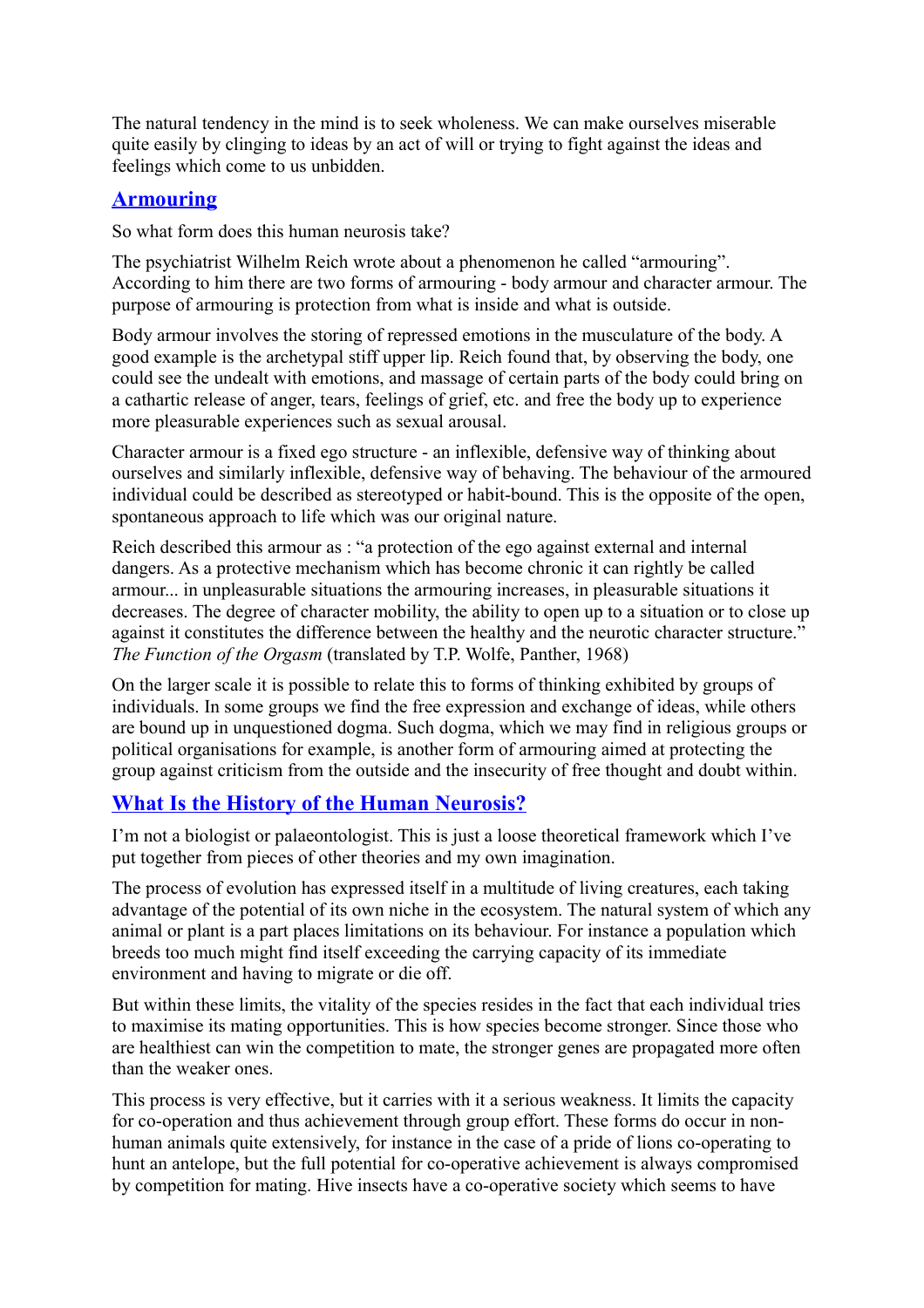The natural tendency in the mind is to seek wholeness. We can make ourselves miserable quite easily by clinging to ideas by an act of will or trying to fight against the ideas and feelings which come to us unbidden.

## Armouring

So what form does this human neurosis take?

The psychiatrist Wilhelm Reich wrote about a phenomenon he called "armouring". According to him there are two forms of armouring - body armour and character armour. The purpose of armouring is protection from what is inside and what is outside.

Body armour involves the storing of repressed emotions in the musculature of the body. A good example is the archetypal stiff upper lip. Reich found that, by observing the body, one could see the undealt with emotions, and massage of certain parts of the body could bring on a cathartic release of anger, tears, feelings of grief, etc. and free the body up to experience more pleasurable experiences such as sexual arousal.

Character armour is a fixed ego structure - an inflexible, defensive way of thinking about ourselves and similarly inflexible, defensive way of behaving. The behaviour of the armoured individual could be described as stereotyped or habit-bound. This is the opposite of the open, spontaneous approach to life which was our original nature.

Reich described this armour as : "a protection of the ego against external and internal dangers. As a protective mechanism which has become chronic it can rightly be called armour... in unpleasurable situations the armouring increases, in pleasurable situations it decreases. The degree of character mobility, the ability to open up to a situation or to close up against it constitutes the difference between the healthy and the neurotic character structure." *The Function of the Orgasm* (translated by T.P. Wolfe, Panther, 1968)

On the larger scale it is possible to relate this to forms of thinking exhibited by groups of individuals. In some groups we find the free expression and exchange of ideas, while others are bound up in unquestioned dogma. Such dogma, which we may find in religious groups or political organisations for example, is another form of armouring aimed at protecting the group against criticism from the outside and the insecurity of free thought and doubt within.

## What Is the History of the Human Neurosis?

I'm not a biologist or palaeontologist. This is just a loose theoretical framework which I've put together from pieces of other theories and my own imagination.

The process of evolution has expressed itself in a multitude of living creatures, each taking advantage of the potential of its own niche in the ecosystem. The natural system of which any animal or plant is a part places limitations on its behaviour. For instance a population which breeds too much might find itself exceeding the carrying capacity of its immediate environment and having to migrate or die off.

But within these limits, the vitality of the species resides in the fact that each individual tries to maximise its mating opportunities. This is how species become stronger. Since those who are healthiest can win the competition to mate, the stronger genes are propagated more often than the weaker ones.

This process is very effective, but it carries with it a serious weakness. It limits the capacity for co-operation and thus achievement through group effort. These forms do occur in non-human animals quite extensively, for instance in the case of a pride of lions co-operating to hunt an antelope, but the full potential for co-operative achievement is always compromised by competition for mating. Hive insects have a co-operative society which seems to have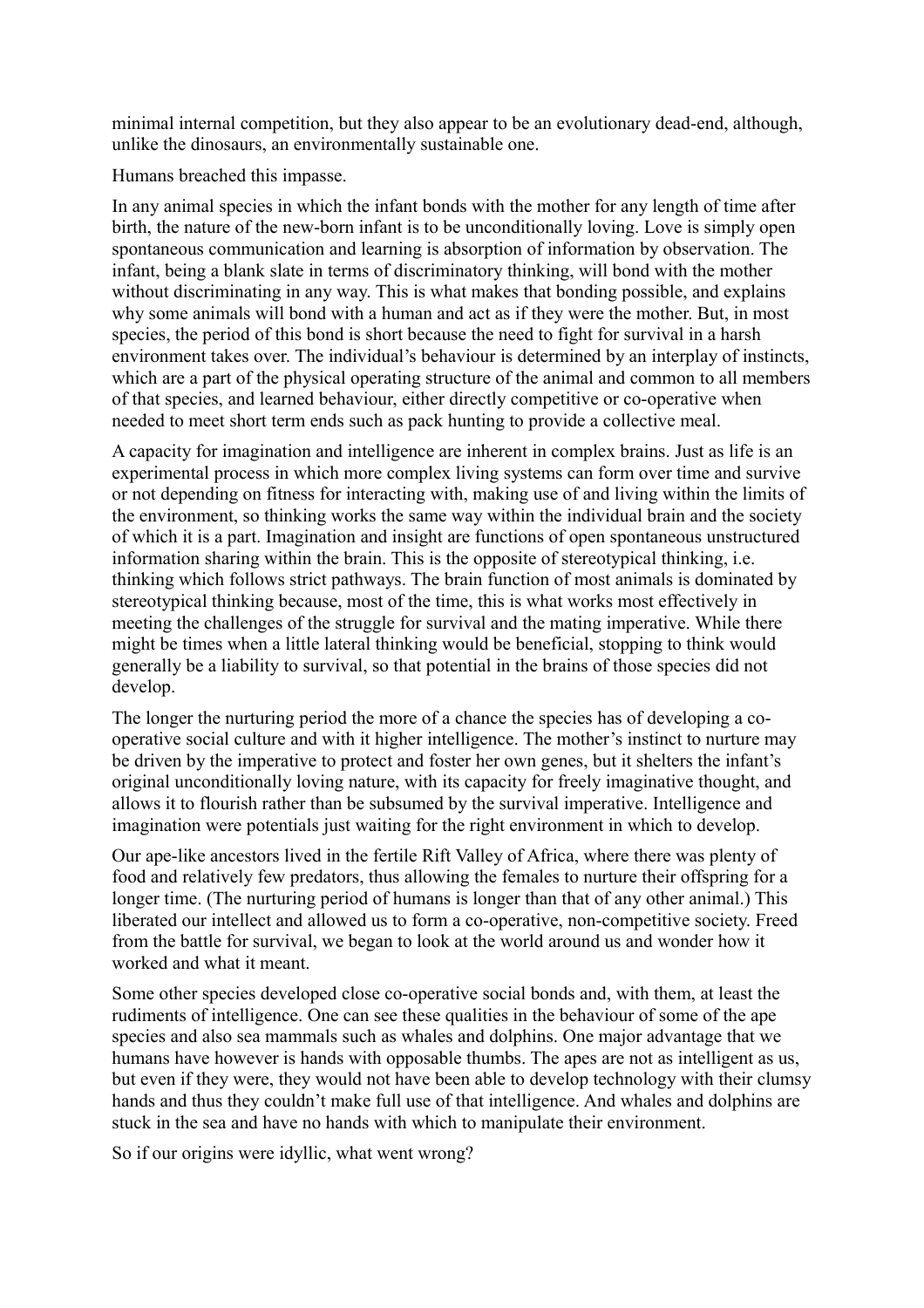minimal internal competition, but they also appear to be an evolutionary dead-end, although, unlike the dinosaurs, an environmentally sustainable one.

Humans breached this impasse.

In any animal species in which the infant bonds with the mother for any length of time after birth, the nature of the new-born infant is to be unconditionally loving. Love is simply open spontaneous communication and learning is absorption of information by observation. The infant, being a blank slate in terms of discriminatory thinking, will bond with the mother without discriminating in any way. This is what makes that bonding possible, and explains why some animals will bond with a human and act as if they were the mother. But, in most species, the period of this bond is short because the need to fight for survival in a harsh environment takes over. The individual's behaviour is determined by an interplay of instincts, which are a part of the physical operating structure of the animal and common to all members of that species, and learned behaviour, either directly competitive or co-operative when needed to meet short term ends such as pack hunting to provide a collective meal.

A capacity for imagination and intelligence are inherent in complex brains. Just as life is an experimental process in which more complex living systems can form over time and survive or not depending on fitness for interacting with, making use of and living within the limits of the environment, so thinking works the same way within the individual brain and the society of which it is a part. Imagination and insight are functions of open spontaneous unstructured information sharing within the brain. This is the opposite of stereotypical thinking, i.e. thinking which follows strict pathways. The brain function of most animals is dominated by stereotypical thinking because, most of the time, this is what works most effectively in meeting the challenges of the struggle for survival and the mating imperative. While there might be times when a little lateral thinking would be beneficial, stopping to think would generally be a liability to survival, so that potential in the brains of those species did not develop.

The longer the nurturing period the more of a chance the species has of developing a co-operative social culture and with it higher intelligence. The mother's instinct to nurture may be driven by the imperative to protect and foster her own genes, but it shelters the infant's original unconditionally loving nature, with its capacity for freely imaginative thought, and allows it to flourish rather than be subsumed by the survival imperative. Intelligence and imagination were potentials just waiting for the right environment in which to develop.

Our ape-like ancestors lived in the fertile Rift Valley of Africa, where there was plenty of food and relatively few predators, thus allowing the females to nurture their offspring for a longer time. (The nurturing period of humans is longer than that of any other animal.) This liberated our intellect and allowed us to form a co-operative, non-competitive society. Freed from the battle for survival, we began to look at the world around us and wonder how it worked and what it meant.

Some other species developed close co-operative social bonds and, with them, at least the rudiments of intelligence. One can see these qualities in the behaviour of some of the ape species and also sea mammals such as whales and dolphins. One major advantage that we humans have however is hands with opposable thumbs. The apes are not as intelligent as us, but even if they were, they would not have been able to develop technology with their clumsy hands and thus they couldn't make full use of that intelligence. And whales and dolphins are stuck in the sea and have no hands with which to manipulate their environment.

So if our origins were idyllic, what went wrong?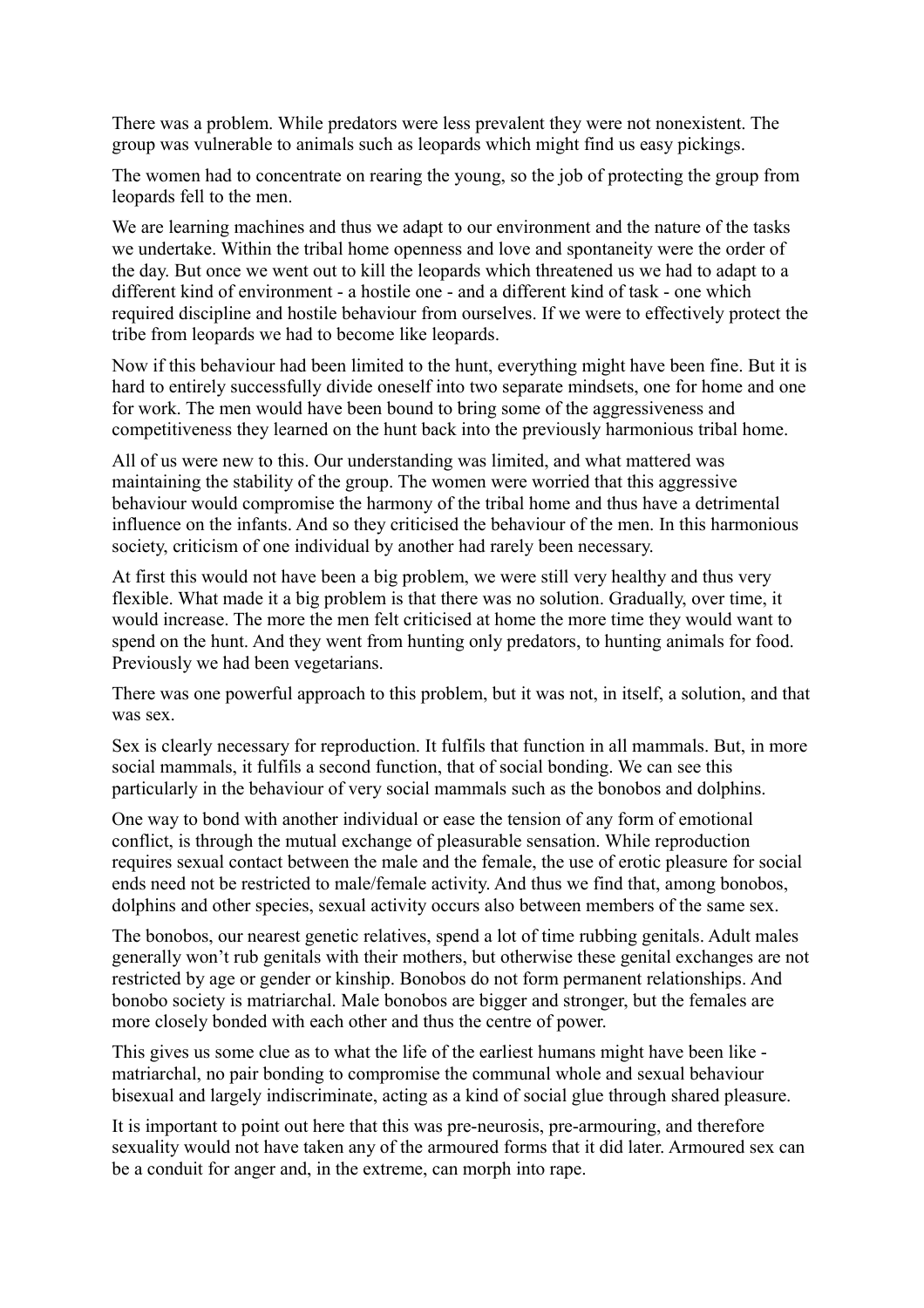There was a problem. While predators were less prevalent they were not nonexistent. The group was vulnerable to animals such as leopards which might find us easy pickings.

The women had to concentrate on rearing the young, so the job of protecting the group from leopards fell to the men.

We are learning machines and thus we adapt to our environment and the nature of the tasks we undertake. Within the tribal home openness and love and spontaneity were the order of the day. But once we went out to kill the leopards which threatened us we had to adapt to a different kind of environment - a hostile one - and a different kind of task - one which required discipline and hostile behaviour from ourselves. If we were to effectively protect the tribe from leopards we had to become like leopards.

Now if this behaviour had been limited to the hunt, everything might have been fine. But it is hard to entirely successfully divide oneself into two separate mindsets, one for home and one for work. The men would have been bound to bring some of the aggressiveness and competitiveness they learned on the hunt back into the previously harmonious tribal home.

All of us were new to this. Our understanding was limited, and what mattered was maintaining the stability of the group. The women were worried that this aggressive behaviour would compromise the harmony of the tribal home and thus have a detrimental influence on the infants. And so they criticised the behaviour of the men. In this harmonious society, criticism of one individual by another had rarely been necessary.

At first this would not have been a big problem, we were still very healthy and thus very flexible. What made it a big problem is that there was no solution. Gradually, over time, it would increase. The more the men felt criticised at home the more time they would want to spend on the hunt. And they went from hunting only predators, to hunting animals for food. Previously we had been vegetarians.

There was one powerful approach to this problem, but it was not, in itself, a solution, and that was sex.

Sex is clearly necessary for reproduction. It fulfils that function in all mammals. But, in more social mammals, it fulfils a second function, that of social bonding. We can see this particularly in the behaviour of very social mammals such as the bonobos and dolphins.

One way to bond with another individual or ease the tension of any form of emotional conflict, is through the mutual exchange of pleasurable sensation. While reproduction requires sexual contact between the male and the female, the use of erotic pleasure for social ends need not be restricted to male/female activity. And thus we find that, among bonobos, dolphins and other species, sexual activity occurs also between members of the same sex.

The bonobos, our nearest genetic relatives, spend a lot of time rubbing genitals. Adult males generally won't rub genitals with their mothers, but otherwise these genital exchanges are not restricted by age or gender or kinship. Bonobos do not form permanent relationships. And bonobo society is matriarchal. Male bonobos are bigger and stronger, but the females are more closely bonded with each other and thus the centre of power.

This gives us some clue as to what the life of the earliest humans might have been like - matriarchal, no pair bonding to compromise the communal whole and sexual behaviour bisexual and largely indiscriminate, acting as a kind of social glue through shared pleasure.

It is important to point out here that this was pre-neurosis, pre-armouring, and therefore sexuality would not have taken any of the armoured forms that it did later. Armoured sex can be a conduit for anger and, in the extreme, can morph into rape.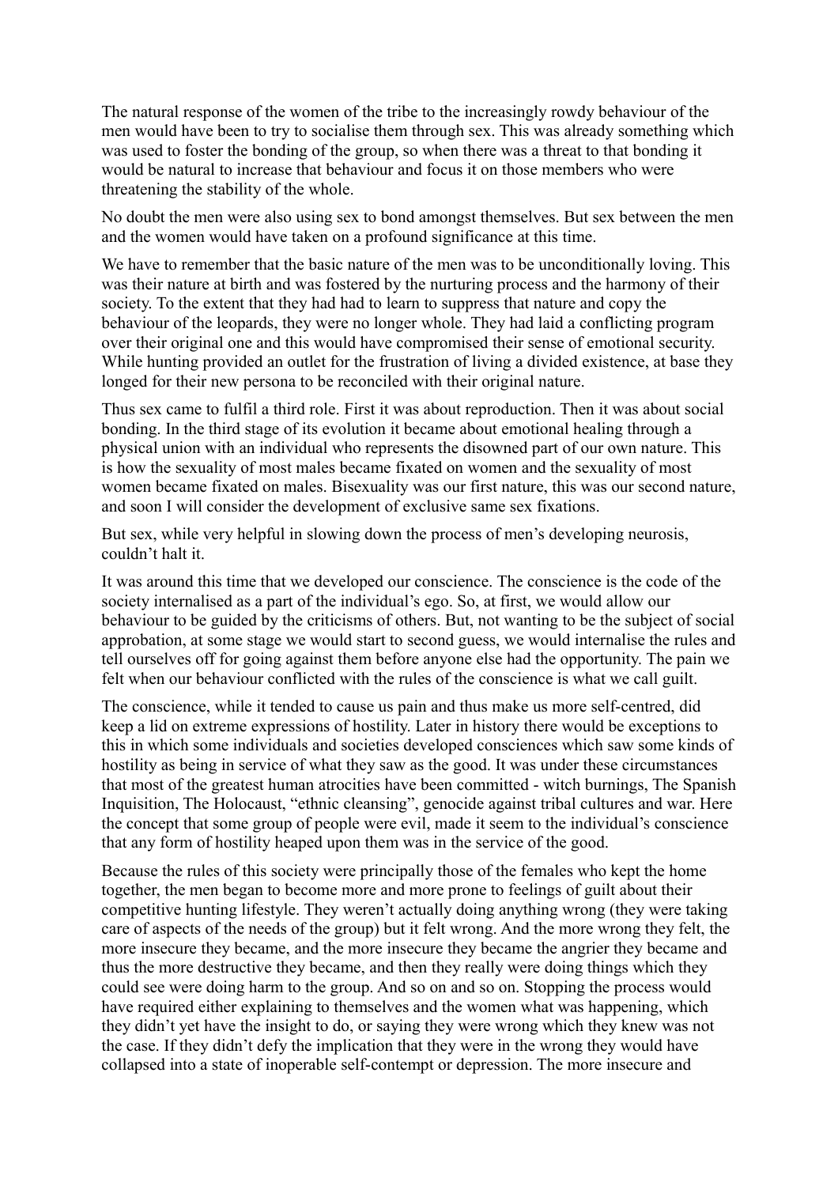The natural response of the women of the tribe to the increasingly rowdy behaviour of the men would have been to try to socialise them through sex. This was already something which was used to foster the bonding of the group, so when there was a threat to that bonding it would be natural to increase that behaviour and focus it on those members who were threatening the stability of the whole.

No doubt the men were also using sex to bond amongst themselves. But sex between the men and the women would have taken on a profound significance at this time.

We have to remember that the basic nature of the men was to be unconditionally loving. This was their nature at birth and was fostered by the nurturing process and the harmony of their society. To the extent that they had had to learn to suppress that nature and copy the behaviour of the leopards, they were no longer whole. They had laid a conflicting program over their original one and this would have compromised their sense of emotional security. While hunting provided an outlet for the frustration of living a divided existence, at base they longed for their new persona to be reconciled with their original nature.

Thus sex came to fulfil a third role. First it was about reproduction. Then it was about social bonding. In the third stage of its evolution it became about emotional healing through a physical union with an individual who represents the disowned part of our own nature. This is how the sexuality of most males became fixated on women and the sexuality of most women became fixated on males. Bisexuality was our first nature, this was our second nature, and soon I will consider the development of exclusive same sex fixations.

But sex, while very helpful in slowing down the process of men's developing neurosis, couldn't halt it.

It was around this time that we developed our conscience. The conscience is the code of the society internalised as a part of the individual's ego. So, at first, we would allow our behaviour to be guided by the criticisms of others. But, not wanting to be the subject of social approbation, at some stage we would start to second guess, we would internalise the rules and tell ourselves off for going against them before anyone else had the opportunity. The pain we felt when our behaviour conflicted with the rules of the conscience is what we call guilt.

The conscience, while it tended to cause us pain and thus make us more self-centred, did keep a lid on extreme expressions of hostility. Later in history there would be exceptions to this in which some individuals and societies developed consciences which saw some kinds of hostility as being in service of what they saw as the good. It was under these circumstances that most of the greatest human atrocities have been committed - witch burnings, The Spanish Inquisition, The Holocaust, "ethnic cleansing", genocide against tribal cultures and war. Here the concept that some group of people were evil, made it seem to the individual's conscience that any form of hostility heaped upon them was in the service of the good.

Because the rules of this society were principally those of the females who kept the home together, the men began to become more and more prone to feelings of guilt about their competitive hunting lifestyle. They weren't actually doing anything wrong (they were taking care of aspects of the needs of the group) but it felt wrong. And the more wrong they felt, the more insecure they became, and the more insecure they became the angrier they became and thus the more destructive they became, and then they really were doing things which they could see were doing harm to the group. And so on and so on. Stopping the process would have required either explaining to themselves and the women what was happening, which they didn't yet have the insight to do, or saying they were wrong which they knew was not the case. If they didn't defy the implication that they were in the wrong they would have collapsed into a state of inoperable self-contempt or depression. The more insecure and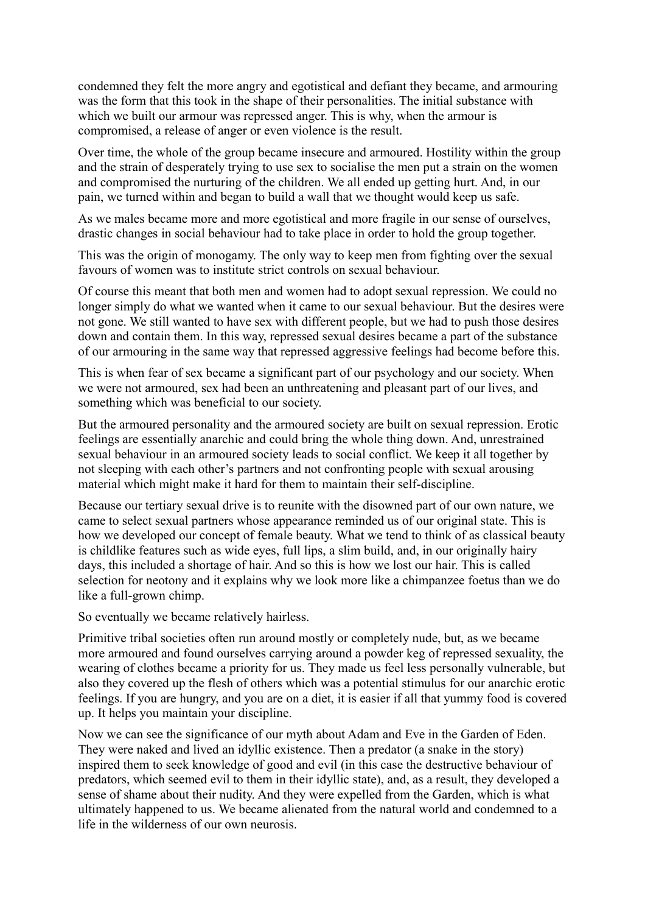condemned they felt the more angry and egotistical and defiant they became, and armouring was the form that this took in the shape of their personalities. The initial substance with which we built our armour was repressed anger. This is why, when the armour is compromised, a release of anger or even violence is the result.

Over time, the whole of the group became insecure and armoured. Hostility within the group and the strain of desperately trying to use sex to socialise the men put a strain on the women and compromised the nurturing of the children. We all ended up getting hurt. And, in our pain, we turned within and began to build a wall that we thought would keep us safe.

As we males became more and more egotistical and more fragile in our sense of ourselves, drastic changes in social behaviour had to take place in order to hold the group together.

This was the origin of monogamy. The only way to keep men from fighting over the sexual favours of women was to institute strict controls on sexual behaviour.

Of course this meant that both men and women had to adopt sexual repression. We could no longer simply do what we wanted when it came to our sexual behaviour. But the desires were not gone. We still wanted to have sex with different people, but we had to push those desires down and contain them. In this way, repressed sexual desires became a part of the substance of our armouring in the same way that repressed aggressive feelings had become before this.

This is when fear of sex became a significant part of our psychology and our society. When we were not armoured, sex had been an unthreatening and pleasant part of our lives, and something which was beneficial to our society.

But the armoured personality and the armoured society are built on sexual repression. Erotic feelings are essentially anarchic and could bring the whole thing down. And, unrestrained sexual behaviour in an armoured society leads to social conflict. We keep it all together by not sleeping with each other's partners and not confronting people with sexual arousing material which might make it hard for them to maintain their self-discipline.

Because our tertiary sexual drive is to reunite with the disowned part of our own nature, we came to select sexual partners whose appearance reminded us of our original state. This is how we developed our concept of female beauty. What we tend to think of as classical beauty is childlike features such as wide eyes, full lips, a slim build, and, in our originally hairy days, this included a shortage of hair. And so this is how we lost our hair. This is called selection for neotony and it explains why we look more like a chimpanzee foetus than we do like a full-grown chimp.

So eventually we became relatively hairless.

Primitive tribal societies often run around mostly or completely nude, but, as we became more armoured and found ourselves carrying around a powder keg of repressed sexuality, the wearing of clothes became a priority for us. They made us feel less personally vulnerable, but also they covered up the flesh of others which was a potential stimulus for our anarchic erotic feelings. If you are hungry, and you are on a diet, it is easier if all that yummy food is covered up. It helps you maintain your discipline.

Now we can see the significance of our myth about Adam and Eve in the Garden of Eden. They were naked and lived an idyllic existence. Then a predator (a snake in the story) inspired them to seek knowledge of good and evil (in this case the destructive behaviour of predators, which seemed evil to them in their idyllic state), and, as a result, they developed a sense of shame about their nudity. And they were expelled from the Garden, which is what ultimately happened to us. We became alienated from the natural world and condemned to a life in the wilderness of our own neurosis.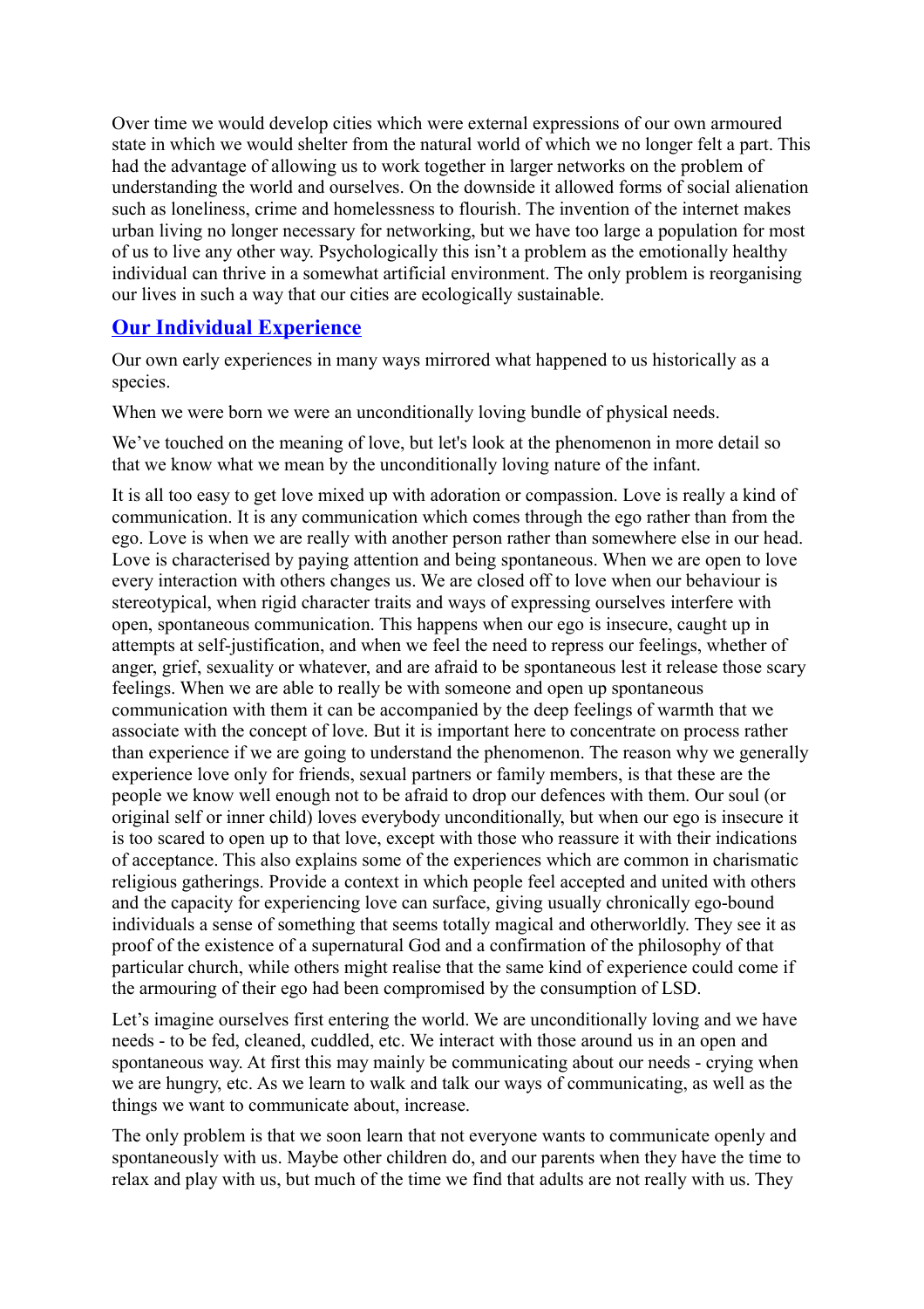Over time we would develop cities which were external expressions of our own armoured state in which we would shelter from the natural world of which we no longer felt a part. This had the advantage of allowing us to work together in larger networks on the problem of understanding the world and ourselves. On the downside it allowed forms of social alienation such as loneliness, crime and homelessness to flourish. The invention of the internet makes urban living no longer necessary for networking, but we have too large a population for most of us to live any other way. Psychologically this isn't a problem as the emotionally healthy individual can thrive in a somewhat artificial environment. The only problem is reorganising our lives in such a way that our cities are ecologically sustainable.

## Our Individual Experience

Our own early experiences in many ways mirrored what happened to us historically as a species.

When we were born we were an unconditionally loving bundle of physical needs.

We've touched on the meaning of love, but let's look at the phenomenon in more detail so that we know what we mean by the unconditionally loving nature of the infant.

It is all too easy to get love mixed up with adoration or compassion. Love is really a kind of communication. It is any communication which comes through the ego rather than from the ego. Love is when we are really with another person rather than somewhere else in our head. Love is characterised by paying attention and being spontaneous. When we are open to love every interaction with others changes us. We are closed off to love when our behaviour is stereotypical, when rigid character traits and ways of expressing ourselves interfere with open, spontaneous communication. This happens when our ego is insecure, caught up in attempts at self-justification, and when we feel the need to repress our feelings, whether of anger, grief, sexuality or whatever, and are afraid to be spontaneous lest it release those scary feelings. When we are able to really be with someone and open up spontaneous communication with them it can be accompanied by the deep feelings of warmth that we associate with the concept of love. But it is important here to concentrate on process rather than experience if we are going to understand the phenomenon. The reason why we generally experience love only for friends, sexual partners or family members, is that these are the people we know well enough not to be afraid to drop our defences with them. Our soul (or original self or inner child) loves everybody unconditionally, but when our ego is insecure it is too scared to open up to that love, except with those who reassure it with their indications of acceptance. This also explains some of the experiences which are common in charismatic religious gatherings. Provide a context in which people feel accepted and united with others and the capacity for experiencing love can surface, giving usually chronically ego-bound individuals a sense of something that seems totally magical and otherworldly. They see it as proof of the existence of a supernatural God and a confirmation of the philosophy of that particular church, while others might realise that the same kind of experience could come if the armouring of their ego had been compromised by the consumption of LSD.

Let's imagine ourselves first entering the world. We are unconditionally loving and we have needs - to be fed, cleaned, cuddled, etc. We interact with those around us in an open and spontaneous way. At first this may mainly be communicating about our needs - crying when we are hungry, etc. As we learn to walk and talk our ways of communicating, as well as the things we want to communicate about, increase.

The only problem is that we soon learn that not everyone wants to communicate openly and spontaneously with us. Maybe other children do, and our parents when they have the time to relax and play with us, but much of the time we find that adults are not really with us. They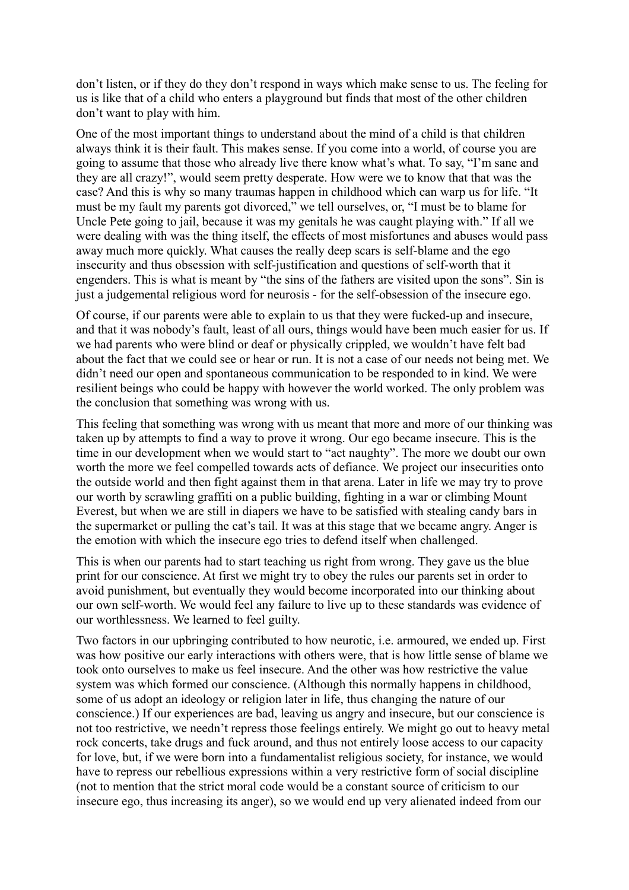don't listen, or if they do they don't respond in ways which make sense to us. The feeling for us is like that of a child who enters a playground but finds that most of the other children don't want to play with him.

One of the most important things to understand about the mind of a child is that children always think it is their fault. This makes sense. If you come into a world, of course you are going to assume that those who already live there know what's what. To say, "I'm sane and they are all crazy!", would seem pretty desperate. How were we to know that that was the case? And this is why so many traumas happen in childhood which can warp us for life. "It must be my fault my parents got divorced," we tell ourselves, or, "I must be to blame for Uncle Pete going to jail, because it was my genitals he was caught playing with." If all we were dealing with was the thing itself, the effects of most misfortunes and abuses would pass away much more quickly. What causes the really deep scars is self-blame and the ego insecurity and thus obsession with self-justification and questions of self-worth that it engenders. This is what is meant by "the sins of the fathers are visited upon the sons". Sin is just a judgemental religious word for neurosis - for the self-obsession of the insecure ego.

Of course, if our parents were able to explain to us that they were fucked-up and insecure, and that it was nobody's fault, least of all ours, things would have been much easier for us. If we had parents who were blind or deaf or physically crippled, we wouldn't have felt bad about the fact that we could see or hear or run. It is not a case of our needs not being met. We didn't need our open and spontaneous communication to be responded to in kind. We were resilient beings who could be happy with however the world worked. The only problem was the conclusion that something was wrong with us.

This feeling that something was wrong with us meant that more and more of our thinking was taken up by attempts to find a way to prove it wrong. Our ego became insecure. This is the time in our development when we would start to "act naughty". The more we doubt our own worth the more we feel compelled towards acts of defiance. We project our insecurities onto the outside world and then fight against them in that arena. Later in life we may try to prove our worth by scrawling graffiti on a public building, fighting in a war or climbing Mount Everest, but when we are still in diapers we have to be satisfied with stealing candy bars in the supermarket or pulling the cat's tail. It was at this stage that we became angry. Anger is the emotion with which the insecure ego tries to defend itself when challenged.

This is when our parents had to start teaching us right from wrong. They gave us the blue print for our conscience. At first we might try to obey the rules our parents set in order to avoid punishment, but eventually they would become incorporated into our thinking about our own self-worth. We would feel any failure to live up to these standards was evidence of our worthlessness. We learned to feel guilty.

Two factors in our upbringing contributed to how neurotic, i.e. armoured, we ended up. First was how positive our early interactions with others were, that is how little sense of blame we took onto ourselves to make us feel insecure. And the other was how restrictive the value system was which formed our conscience. (Although this normally happens in childhood, some of us adopt an ideology or religion later in life, thus changing the nature of our conscience.) If our experiences are bad, leaving us angry and insecure, but our conscience is not too restrictive, we needn't repress those feelings entirely. We might go out to heavy metal rock concerts, take drugs and fuck around, and thus not entirely loose access to our capacity for love, but, if we were born into a fundamentalist religious society, for instance, we would have to repress our rebellious expressions within a very restrictive form of social discipline (not to mention that the strict moral code would be a constant source of criticism to our insecure ego, thus increasing its anger), so we would end up very alienated indeed from our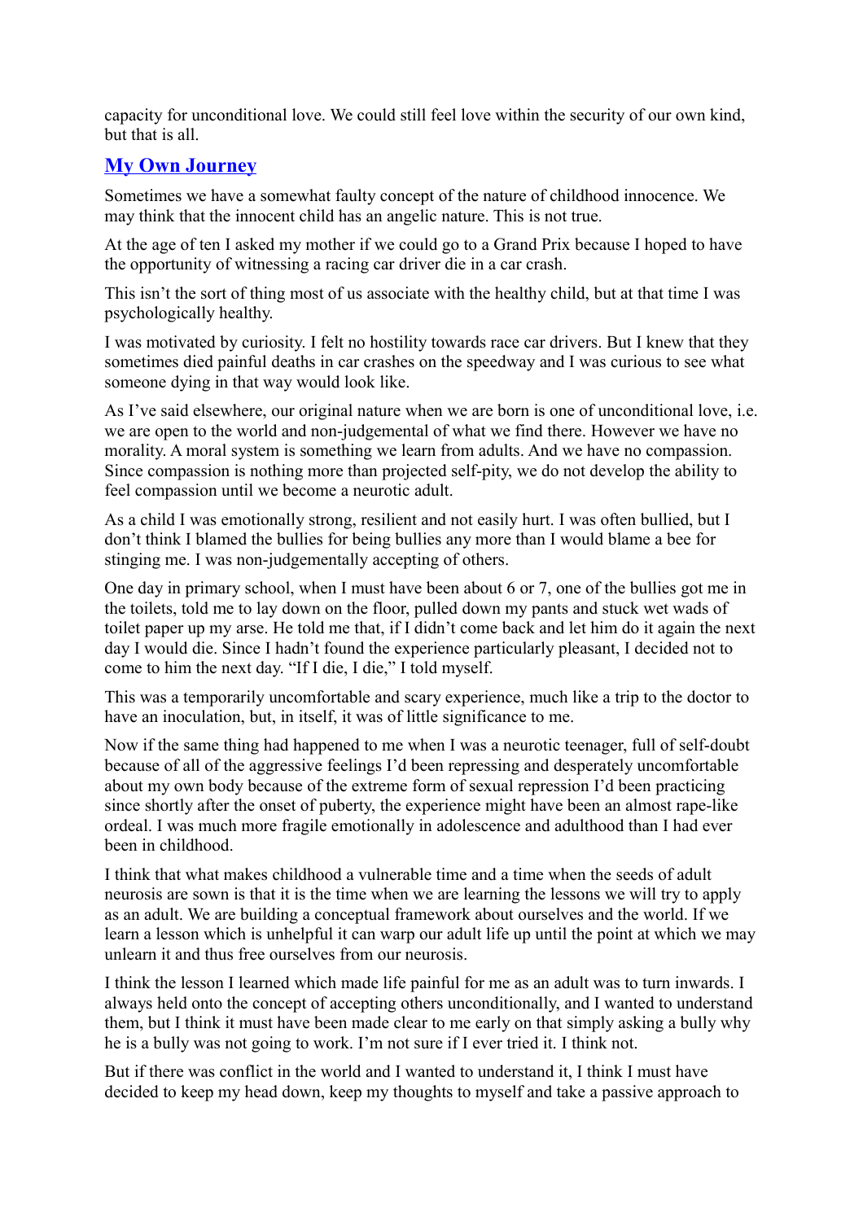capacity for unconditional love. We could still feel love within the security of our own kind, but that is all.

## [My Own Journey]

Sometimes we have a somewhat faulty concept of the nature of childhood innocence. We may think that the innocent child has an angelic nature. This is not true.

At the age of ten I asked my mother if we could go to a Grand Prix because I hoped to have the opportunity of witnessing a racing car driver die in a car crash.

This isn't the sort of thing most of us associate with the healthy child, but at that time I was psychologically healthy.

I was motivated by curiosity. I felt no hostility towards race car drivers. But I knew that they sometimes died painful deaths in car crashes on the speedway and I was curious to see what someone dying in that way would look like.

As I've said elsewhere, our original nature when we are born is one of unconditional love, i.e. we are open to the world and non-judgemental of what we find there. However we have no morality. A moral system is something we learn from adults. And we have no compassion. Since compassion is nothing more than projected self-pity, we do not develop the ability to feel compassion until we become a neurotic adult.

As a child I was emotionally strong, resilient and not easily hurt. I was often bullied, but I don't think I blamed the bullies for being bullies any more than I would blame a bee for stinging me. I was non-judgementally accepting of others.

One day in primary school, when I must have been about 6 or 7, one of the bullies got me in the toilets, told me to lay down on the floor, pulled down my pants and stuck wet wads of toilet paper up my arse. He told me that, if I didn't come back and let him do it again the next day I would die. Since I hadn't found the experience particularly pleasant, I decided not to come to him the next day. "If I die, I die," I told myself.

This was a temporarily uncomfortable and scary experience, much like a trip to the doctor to have an inoculation, but, in itself, it was of little significance to me.

Now if the same thing had happened to me when I was a neurotic teenager, full of self-doubt because of all of the aggressive feelings I'd been repressing and desperately uncomfortable about my own body because of the extreme form of sexual repression I'd been practicing since shortly after the onset of puberty, the experience might have been an almost rape-like ordeal. I was much more fragile emotionally in adolescence and adulthood than I had ever been in childhood.

I think that what makes childhood a vulnerable time and a time when the seeds of adult neurosis are sown is that it is the time when we are learning the lessons we will try to apply as an adult. We are building a conceptual framework about ourselves and the world. If we learn a lesson which is unhelpful it can warp our adult life up until the point at which we may unlearn it and thus free ourselves from our neurosis.

I think the lesson I learned which made life painful for me as an adult was to turn inwards. I always held onto the concept of accepting others unconditionally, and I wanted to understand them, but I think it must have been made clear to me early on that simply asking a bully why he is a bully was not going to work. I'm not sure if I ever tried it. I think not.

But if there was conflict in the world and I wanted to understand it, I think I must have decided to keep my head down, keep my thoughts to myself and take a passive approach to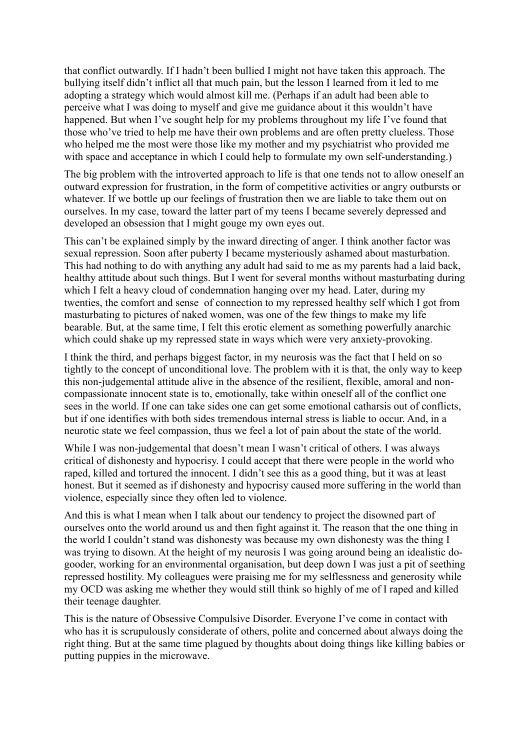that conflict outwardly. If I hadn't been bullied I might not have taken this approach. The bullying itself didn't inflict all that much pain, but the lesson I learned from it led to me adopting a strategy which would almost kill me. (Perhaps if an adult had been able to perceive what I was doing to myself and give me guidance about it this wouldn't have happened. But when I've sought help for my problems throughout my life I've found that those who've tried to help me have their own problems and are often pretty clueless. Those who helped me the most were those like my mother and my psychiatrist who provided me with space and acceptance in which I could help to formulate my own self-understanding.)

The big problem with the introverted approach to life is that one tends not to allow oneself an outward expression for frustration, in the form of competitive activities or angry outbursts or whatever. If we bottle up our feelings of frustration then we are liable to take them out on ourselves. In my case, toward the latter part of my teens I became severely depressed and developed an obsession that I might gouge my own eyes out.

This can't be explained simply by the inward directing of anger. I think another factor was sexual repression. Soon after puberty I became mysteriously ashamed about masturbation. This had nothing to do with anything any adult had said to me as my parents had a laid back, healthy attitude about such things. But I went for several months without masturbating during which I felt a heavy cloud of condemnation hanging over my head. Later, during my twenties, the comfort and sense  of connection to my repressed healthy self which I got from masturbating to pictures of naked women, was one of the few things to make my life bearable. But, at the same time, I felt this erotic element as something powerfully anarchic which could shake up my repressed state in ways which were very anxiety-provoking.

I think the third, and perhaps biggest factor, in my neurosis was the fact that I held on so tightly to the concept of unconditional love. The problem with it is that, the only way to keep this non-judgemental attitude alive in the absence of the resilient, flexible, amoral and non-compassionate innocent state is to, emotionally, take within oneself all of the conflict one sees in the world. If one can take sides one can get some emotional catharsis out of conflicts, but if one identifies with both sides tremendous internal stress is liable to occur. And, in a neurotic state we feel compassion, thus we feel a lot of pain about the state of the world.

While I was non-judgemental that doesn't mean I wasn't critical of others. I was always critical of dishonesty and hypocrisy. I could accept that there were people in the world who raped, killed and tortured the innocent. I didn't see this as a good thing, but it was at least honest. But it seemed as if dishonesty and hypocrisy caused more suffering in the world than violence, especially since they often led to violence.

And this is what I mean when I talk about our tendency to project the disowned part of ourselves onto the world around us and then fight against it. The reason that the one thing in the world I couldn't stand was dishonesty was because my own dishonesty was the thing I was trying to disown. At the height of my neurosis I was going around being an idealistic do-gooder, working for an environmental organisation, but deep down I was just a pit of seething repressed hostility. My colleagues were praising me for my selflessness and generosity while my OCD was asking me whether they would still think so highly of me of I raped and killed their teenage daughter.

This is the nature of Obsessive Compulsive Disorder. Everyone I've come in contact with who has it is scrupulously considerate of others, polite and concerned about always doing the right thing. But at the same time plagued by thoughts about doing things like killing babies or putting puppies in the microwave.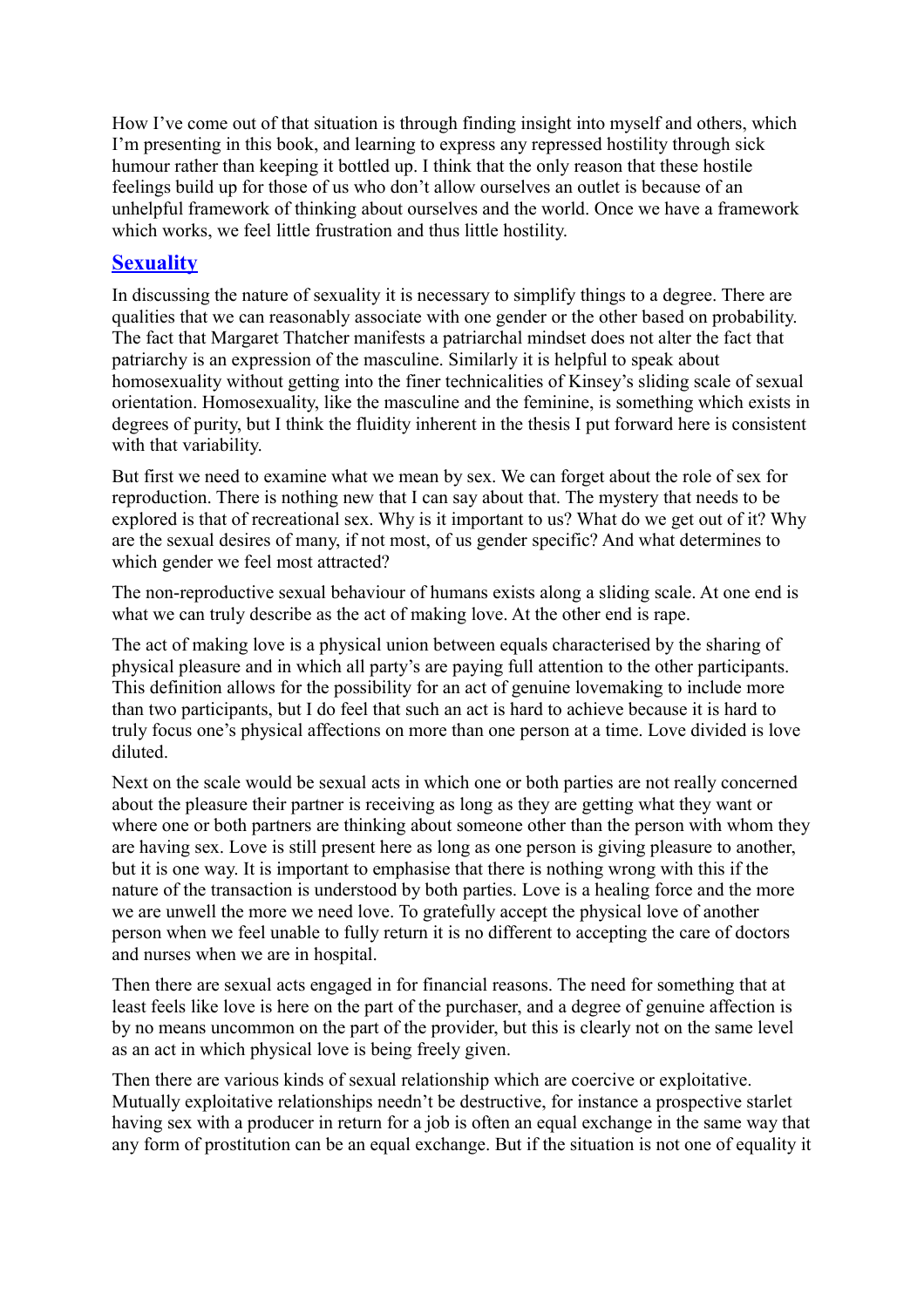How I've come out of that situation is through finding insight into myself and others, which I'm presenting in this book, and learning to express any repressed hostility through sick humour rather than keeping it bottled up. I think that the only reason that these hostile feelings build up for those of us who don't allow ourselves an outlet is because of an unhelpful framework of thinking about ourselves and the world. Once we have a framework which works, we feel little frustration and thus little hostility.

## Sexuality

In discussing the nature of sexuality it is necessary to simplify things to a degree. There are qualities that we can reasonably associate with one gender or the other based on probability. The fact that Margaret Thatcher manifests a patriarchal mindset does not alter the fact that patriarchy is an expression of the masculine. Similarly it is helpful to speak about homosexuality without getting into the finer technicalities of Kinsey's sliding scale of sexual orientation. Homosexuality, like the masculine and the feminine, is something which exists in degrees of purity, but I think the fluidity inherent in the thesis I put forward here is consistent with that variability.

But first we need to examine what we mean by sex. We can forget about the role of sex for reproduction. There is nothing new that I can say about that. The mystery that needs to be explored is that of recreational sex. Why is it important to us? What do we get out of it? Why are the sexual desires of many, if not most, of us gender specific? And what determines to which gender we feel most attracted?

The non-reproductive sexual behaviour of humans exists along a sliding scale. At one end is what we can truly describe as the act of making love. At the other end is rape.

The act of making love is a physical union between equals characterised by the sharing of physical pleasure and in which all party's are paying full attention to the other participants. This definition allows for the possibility for an act of genuine lovemaking to include more than two participants, but I do feel that such an act is hard to achieve because it is hard to truly focus one's physical affections on more than one person at a time. Love divided is love diluted.

Next on the scale would be sexual acts in which one or both parties are not really concerned about the pleasure their partner is receiving as long as they are getting what they want or where one or both partners are thinking about someone other than the person with whom they are having sex. Love is still present here as long as one person is giving pleasure to another, but it is one way. It is important to emphasise that there is nothing wrong with this if the nature of the transaction is understood by both parties. Love is a healing force and the more we are unwell the more we need love. To gratefully accept the physical love of another person when we feel unable to fully return it is no different to accepting the care of doctors and nurses when we are in hospital.

Then there are sexual acts engaged in for financial reasons. The need for something that at least feels like love is here on the part of the purchaser, and a degree of genuine affection is by no means uncommon on the part of the provider, but this is clearly not on the same level as an act in which physical love is being freely given.

Then there are various kinds of sexual relationship which are coercive or exploitative. Mutually exploitative relationships needn't be destructive, for instance a prospective starlet having sex with a producer in return for a job is often an equal exchange in the same way that any form of prostitution can be an equal exchange. But if the situation is not one of equality it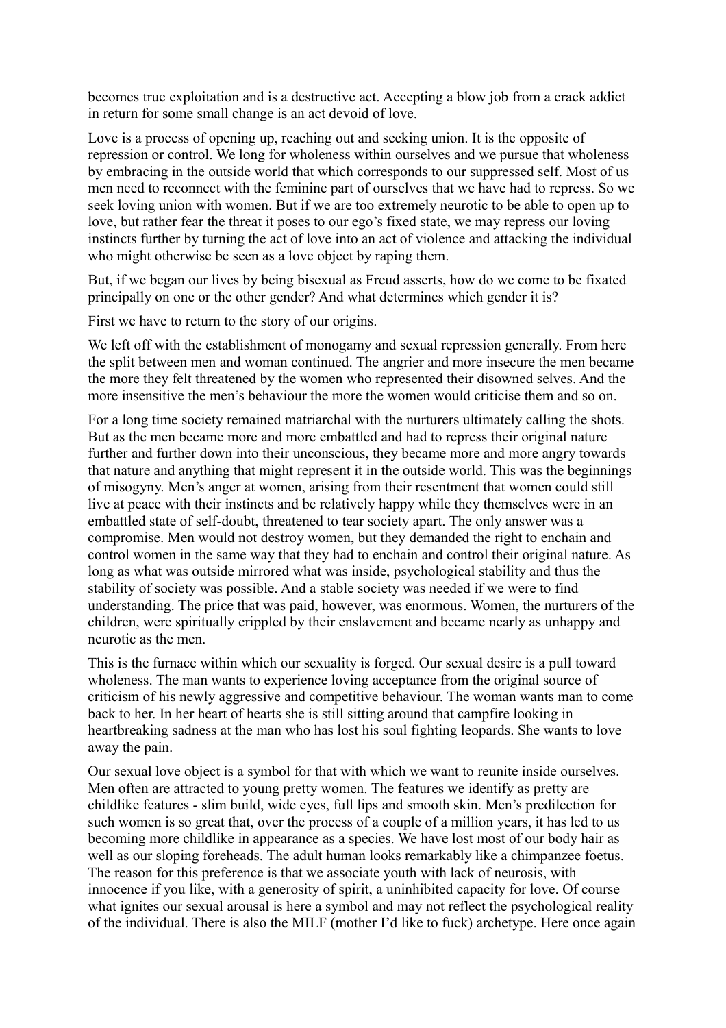becomes true exploitation and is a destructive act. Accepting a blow job from a crack addict in return for some small change is an act devoid of love.

Love is a process of opening up, reaching out and seeking union. It is the opposite of repression or control. We long for wholeness within ourselves and we pursue that wholeness by embracing in the outside world that which corresponds to our suppressed self. Most of us men need to reconnect with the feminine part of ourselves that we have had to repress. So we seek loving union with women. But if we are too extremely neurotic to be able to open up to love, but rather fear the threat it poses to our ego's fixed state, we may repress our loving instincts further by turning the act of love into an act of violence and attacking the individual who might otherwise be seen as a love object by raping them.

But, if we began our lives by being bisexual as Freud asserts, how do we come to be fixated principally on one or the other gender? And what determines which gender it is?

First we have to return to the story of our origins.

We left off with the establishment of monogamy and sexual repression generally. From here the split between men and woman continued. The angrier and more insecure the men became the more they felt threatened by the women who represented their disowned selves. And the more insensitive the men's behaviour the more the women would criticise them and so on.

For a long time society remained matriarchal with the nurturers ultimately calling the shots. But as the men became more and more embattled and had to repress their original nature further and further down into their unconscious, they became more and more angry towards that nature and anything that might represent it in the outside world. This was the beginnings of misogyny. Men's anger at women, arising from their resentment that women could still live at peace with their instincts and be relatively happy while they themselves were in an embattled state of self-doubt, threatened to tear society apart. The only answer was a compromise. Men would not destroy women, but they demanded the right to enchain and control women in the same way that they had to enchain and control their original nature. As long as what was outside mirrored what was inside, psychological stability and thus the stability of society was possible. And a stable society was needed if we were to find understanding. The price that was paid, however, was enormous. Women, the nurturers of the children, were spiritually crippled by their enslavement and became nearly as unhappy and neurotic as the men.

This is the furnace within which our sexuality is forged. Our sexual desire is a pull toward wholeness. The man wants to experience loving acceptance from the original source of criticism of his newly aggressive and competitive behaviour. The woman wants man to come back to her. In her heart of hearts she is still sitting around that campfire looking in heartbreaking sadness at the man who has lost his soul fighting leopards. She wants to love away the pain.

Our sexual love object is a symbol for that with which we want to reunite inside ourselves. Men often are attracted to young pretty women. The features we identify as pretty are childlike features - slim build, wide eyes, full lips and smooth skin. Men's predilection for such women is so great that, over the process of a couple of a million years, it has led to us becoming more childlike in appearance as a species. We have lost most of our body hair as well as our sloping foreheads. The adult human looks remarkably like a chimpanzee foetus. The reason for this preference is that we associate youth with lack of neurosis, with innocence if you like, with a generosity of spirit, a uninhibited capacity for love. Of course what ignites our sexual arousal is here a symbol and may not reflect the psychological reality of the individual. There is also the MILF (mother I'd like to fuck) archetype. Here once again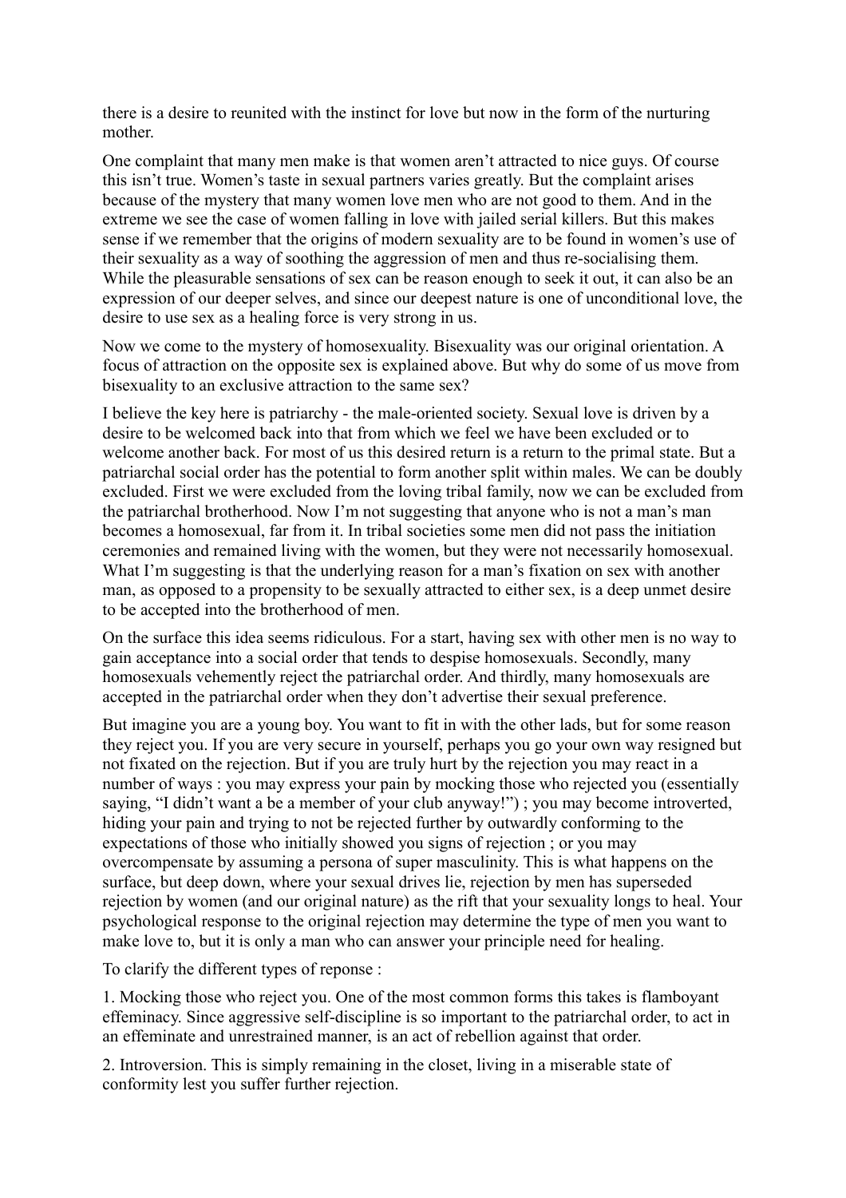there is a desire to reunited with the instinct for love but now in the form of the nurturing mother.

One complaint that many men make is that women aren't attracted to nice guys. Of course this isn't true. Women's taste in sexual partners varies greatly. But the complaint arises because of the mystery that many women love men who are not good to them. And in the extreme we see the case of women falling in love with jailed serial killers. But this makes sense if we remember that the origins of modern sexuality are to be found in women's use of their sexuality as a way of soothing the aggression of men and thus re-socialising them. While the pleasurable sensations of sex can be reason enough to seek it out, it can also be an expression of our deeper selves, and since our deepest nature is one of unconditional love, the desire to use sex as a healing force is very strong in us.

Now we come to the mystery of homosexuality. Bisexuality was our original orientation. A focus of attraction on the opposite sex is explained above. But why do some of us move from bisexuality to an exclusive attraction to the same sex?

I believe the key here is patriarchy - the male-oriented society. Sexual love is driven by a desire to be welcomed back into that from which we feel we have been excluded or to welcome another back. For most of us this desired return is a return to the primal state. But a patriarchal social order has the potential to form another split within males. We can be doubly excluded. First we were excluded from the loving tribal family, now we can be excluded from the patriarchal brotherhood. Now I'm not suggesting that anyone who is not a man's man becomes a homosexual, far from it. In tribal societies some men did not pass the initiation ceremonies and remained living with the women, but they were not necessarily homosexual. What I'm suggesting is that the underlying reason for a man's fixation on sex with another man, as opposed to a propensity to be sexually attracted to either sex, is a deep unmet desire to be accepted into the brotherhood of men.

On the surface this idea seems ridiculous. For a start, having sex with other men is no way to gain acceptance into a social order that tends to despise homosexuals. Secondly, many homosexuals vehemently reject the patriarchal order. And thirdly, many homosexuals are accepted in the patriarchal order when they don't advertise their sexual preference.

But imagine you are a young boy. You want to fit in with the other lads, but for some reason they reject you. If you are very secure in yourself, perhaps you go your own way resigned but not fixated on the rejection. But if you are truly hurt by the rejection you may react in a number of ways : you may express your pain by mocking those who rejected you (essentially saying, "I didn't want a be a member of your club anyway!") ; you may become introverted, hiding your pain and trying to not be rejected further by outwardly conforming to the expectations of those who initially showed you signs of rejection ; or you may overcompensate by assuming a persona of super masculinity. This is what happens on the surface, but deep down, where your sexual drives lie, rejection by men has superseded rejection by women (and our original nature) as the rift that your sexuality longs to heal. Your psychological response to the original rejection may determine the type of men you want to make love to, but it is only a man who can answer your principle need for healing.

To clarify the different types of reponse :

1. Mocking those who reject you. One of the most common forms this takes is flamboyant effeminacy. Since aggressive self-discipline is so important to the patriarchal order, to act in an effeminate and unrestrained manner, is an act of rebellion against that order.

2. Introversion. This is simply remaining in the closet, living in a miserable state of conformity lest you suffer further rejection.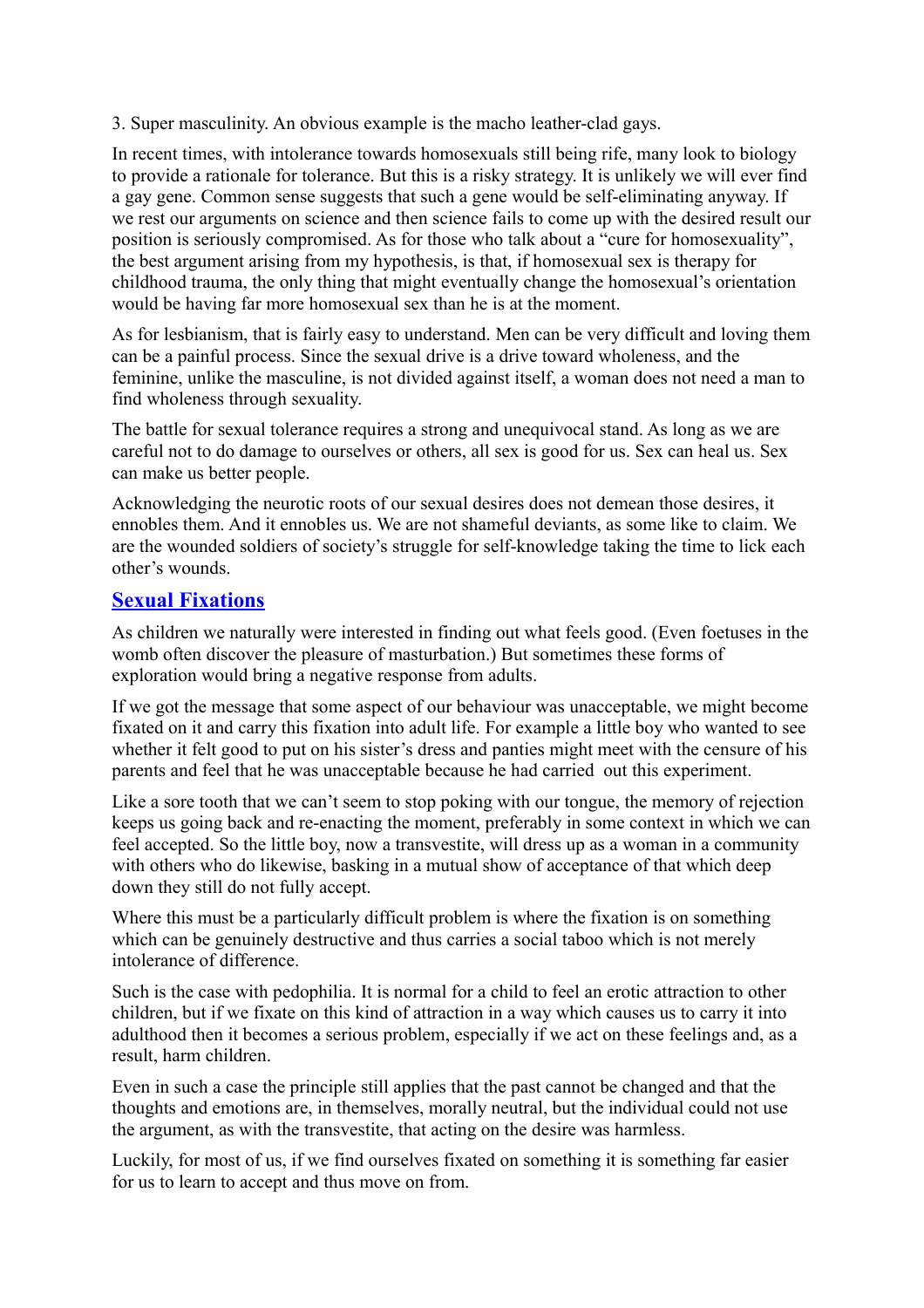3. Super masculinity. An obvious example is the macho leather-clad gays.

In recent times, with intolerance towards homosexuals still being rife, many look to biology to provide a rationale for tolerance. But this is a risky strategy. It is unlikely we will ever find a gay gene. Common sense suggests that such a gene would be self-eliminating anyway. If we rest our arguments on science and then science fails to come up with the desired result our position is seriously compromised. As for those who talk about a "cure for homosexuality", the best argument arising from my hypothesis, is that, if homosexual sex is therapy for childhood trauma, the only thing that might eventually change the homosexual's orientation would be having far more homosexual sex than he is at the moment.

As for lesbianism, that is fairly easy to understand. Men can be very difficult and loving them can be a painful process. Since the sexual drive is a drive toward wholeness, and the feminine, unlike the masculine, is not divided against itself, a woman does not need a man to find wholeness through sexuality.

The battle for sexual tolerance requires a strong and unequivocal stand. As long as we are careful not to do damage to ourselves or others, all sex is good for us. Sex can heal us. Sex can make us better people.

Acknowledging the neurotic roots of our sexual desires does not demean those desires, it ennobles them. And it ennobles us. We are not shameful deviants, as some like to claim. We are the wounded soldiers of society's struggle for self-knowledge taking the time to lick each other's wounds.

## Sexual Fixations

As children we naturally were interested in finding out what feels good. (Even foetuses in the womb often discover the pleasure of masturbation.) But sometimes these forms of exploration would bring a negative response from adults.

If we got the message that some aspect of our behaviour was unacceptable, we might become fixated on it and carry this fixation into adult life. For example a little boy who wanted to see whether it felt good to put on his sister's dress and panties might meet with the censure of his parents and feel that he was unacceptable because he had carried out this experiment.

Like a sore tooth that we can't seem to stop poking with our tongue, the memory of rejection keeps us going back and re-enacting the moment, preferably in some context in which we can feel accepted. So the little boy, now a transvestite, will dress up as a woman in a community with others who do likewise, basking in a mutual show of acceptance of that which deep down they still do not fully accept.

Where this must be a particularly difficult problem is where the fixation is on something which can be genuinely destructive and thus carries a social taboo which is not merely intolerance of difference.

Such is the case with pedophilia. It is normal for a child to feel an erotic attraction to other children, but if we fixate on this kind of attraction in a way which causes us to carry it into adulthood then it becomes a serious problem, especially if we act on these feelings and, as a result, harm children.

Even in such a case the principle still applies that the past cannot be changed and that the thoughts and emotions are, in themselves, morally neutral, but the individual could not use the argument, as with the transvestite, that acting on the desire was harmless.

Luckily, for most of us, if we find ourselves fixated on something it is something far easier for us to learn to accept and thus move on from.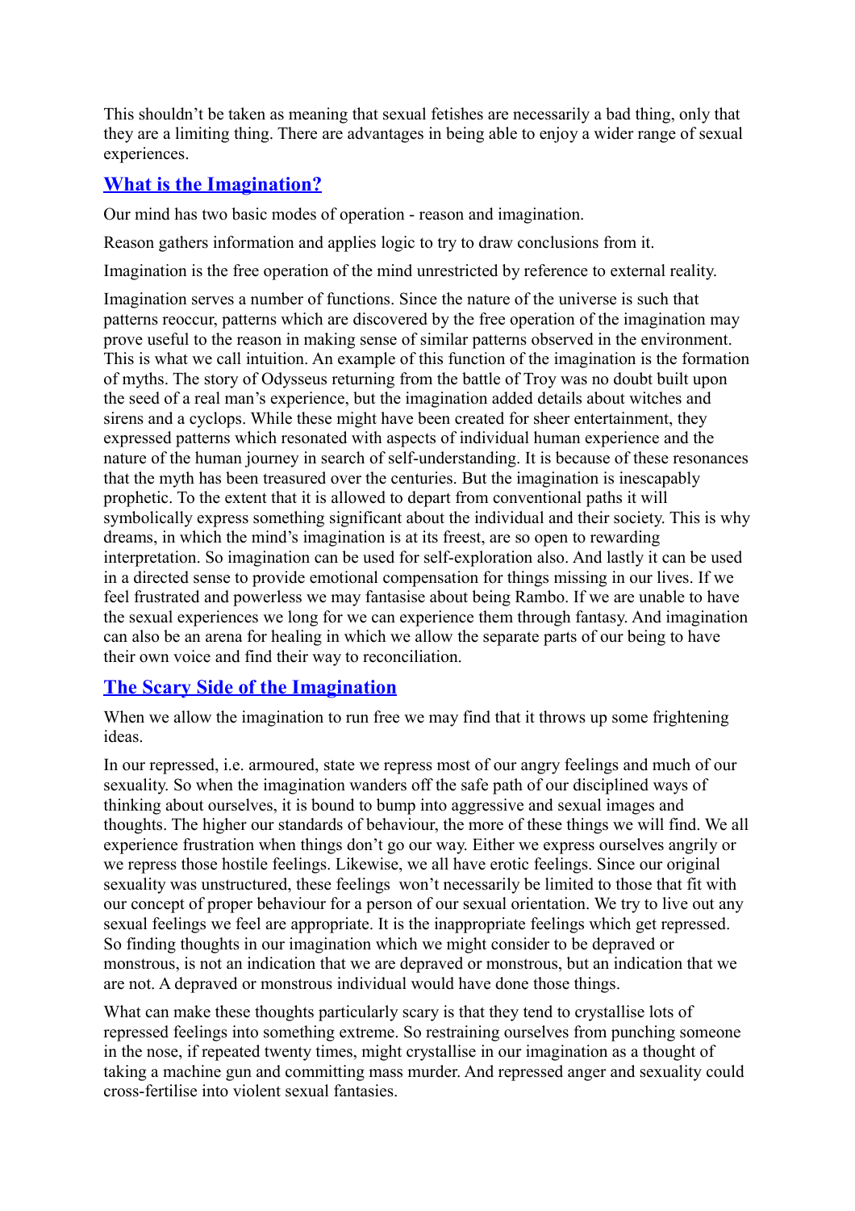This shouldn't be taken as meaning that sexual fetishes are necessarily a bad thing, only that they are a limiting thing. There are advantages in being able to enjoy a wider range of sexual experiences.

## What is the Imagination?

Our mind has two basic modes of operation - reason and imagination.

Reason gathers information and applies logic to try to draw conclusions from it.

Imagination is the free operation of the mind unrestricted by reference to external reality.

Imagination serves a number of functions. Since the nature of the universe is such that patterns reoccur, patterns which are discovered by the free operation of the imagination may prove useful to the reason in making sense of similar patterns observed in the environment. This is what we call intuition. An example of this function of the imagination is the formation of myths. The story of Odysseus returning from the battle of Troy was no doubt built upon the seed of a real man's experience, but the imagination added details about witches and sirens and a cyclops. While these might have been created for sheer entertainment, they expressed patterns which resonated with aspects of individual human experience and the nature of the human journey in search of self-understanding. It is because of these resonances that the myth has been treasured over the centuries. But the imagination is inescapably prophetic. To the extent that it is allowed to depart from conventional paths it will symbolically express something significant about the individual and their society. This is why dreams, in which the mind's imagination is at its freest, are so open to rewarding interpretation. So imagination can be used for self-exploration also. And lastly it can be used in a directed sense to provide emotional compensation for things missing in our lives. If we feel frustrated and powerless we may fantasise about being Rambo. If we are unable to have the sexual experiences we long for we can experience them through fantasy. And imagination can also be an arena for healing in which we allow the separate parts of our being to have their own voice and find their way to reconciliation.

## The Scary Side of the Imagination

When we allow the imagination to run free we may find that it throws up some frightening ideas.

In our repressed, i.e. armoured, state we repress most of our angry feelings and much of our sexuality. So when the imagination wanders off the safe path of our disciplined ways of thinking about ourselves, it is bound to bump into aggressive and sexual images and thoughts. The higher our standards of behaviour, the more of these things we will find. We all experience frustration when things don't go our way. Either we express ourselves angrily or we repress those hostile feelings. Likewise, we all have erotic feelings. Since our original sexuality was unstructured, these feelings won't necessarily be limited to those that fit with our concept of proper behaviour for a person of our sexual orientation. We try to live out any sexual feelings we feel are appropriate. It is the inappropriate feelings which get repressed. So finding thoughts in our imagination which we might consider to be depraved or monstrous, is not an indication that we are depraved or monstrous, but an indication that we are not. A depraved or monstrous individual would have done those things.

What can make these thoughts particularly scary is that they tend to crystallise lots of repressed feelings into something extreme. So restraining ourselves from punching someone in the nose, if repeated twenty times, might crystallise in our imagination as a thought of taking a machine gun and committing mass murder. And repressed anger and sexuality could cross-fertilise into violent sexual fantasies.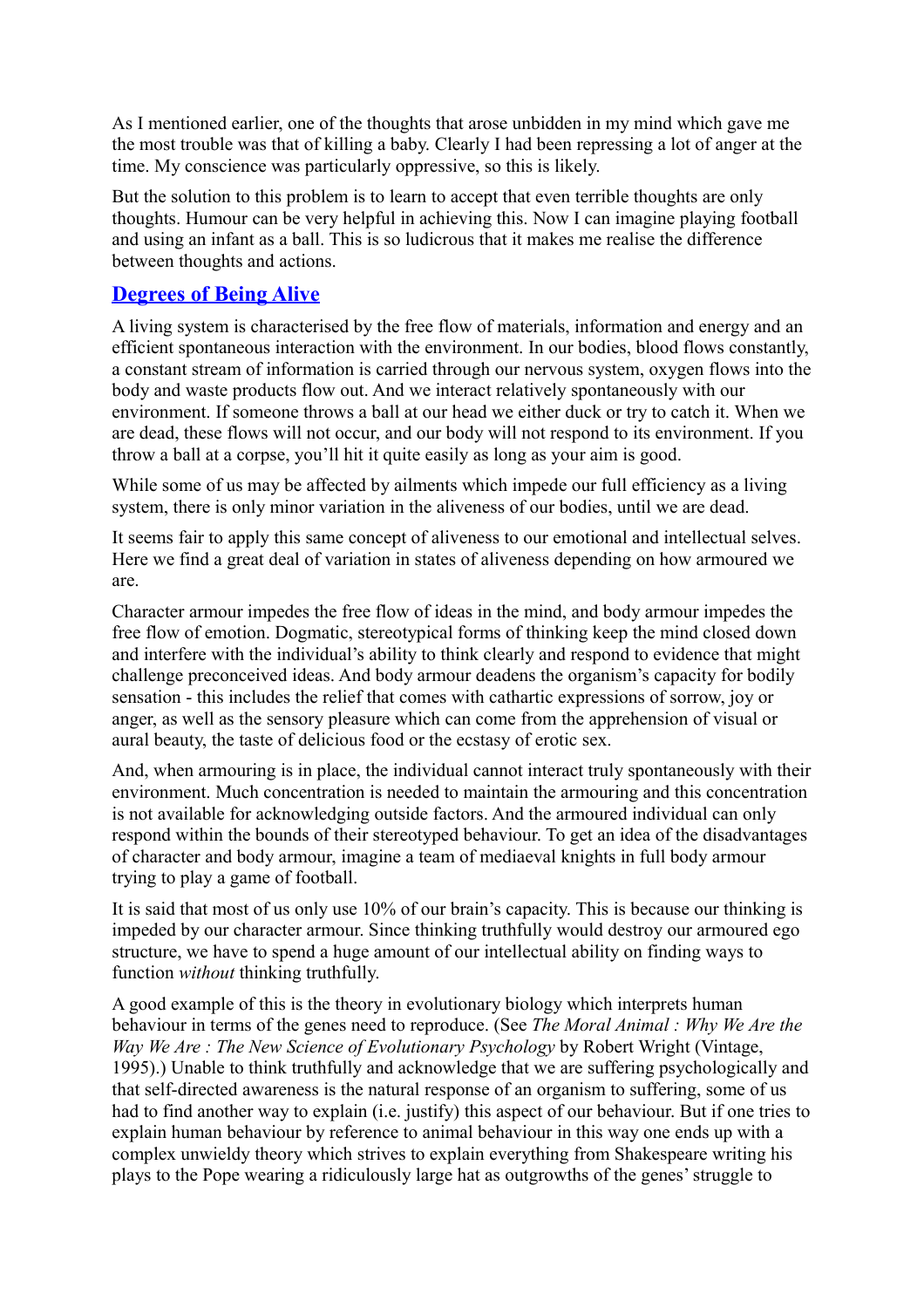As I mentioned earlier, one of the thoughts that arose unbidden in my mind which gave me the most trouble was that of killing a baby. Clearly I had been repressing a lot of anger at the time. My conscience was particularly oppressive, so this is likely.

But the solution to this problem is to learn to accept that even terrible thoughts are only thoughts. Humour can be very helpful in achieving this. Now I can imagine playing football and using an infant as a ball. This is so ludicrous that it makes me realise the difference between thoughts and actions.

## Degrees of Being Alive

A living system is characterised by the free flow of materials, information and energy and an efficient spontaneous interaction with the environment. In our bodies, blood flows constantly, a constant stream of information is carried through our nervous system, oxygen flows into the body and waste products flow out. And we interact relatively spontaneously with our environment. If someone throws a ball at our head we either duck or try to catch it. When we are dead, these flows will not occur, and our body will not respond to its environment. If you throw a ball at a corpse, you'll hit it quite easily as long as your aim is good.

While some of us may be affected by ailments which impede our full efficiency as a living system, there is only minor variation in the aliveness of our bodies, until we are dead.

It seems fair to apply this same concept of aliveness to our emotional and intellectual selves. Here we find a great deal of variation in states of aliveness depending on how armoured we are.

Character armour impedes the free flow of ideas in the mind, and body armour impedes the free flow of emotion. Dogmatic, stereotypical forms of thinking keep the mind closed down and interfere with the individual's ability to think clearly and respond to evidence that might challenge preconceived ideas. And body armour deadens the organism's capacity for bodily sensation - this includes the relief that comes with cathartic expressions of sorrow, joy or anger, as well as the sensory pleasure which can come from the apprehension of visual or aural beauty, the taste of delicious food or the ecstasy of erotic sex.

And, when armouring is in place, the individual cannot interact truly spontaneously with their environment. Much concentration is needed to maintain the armouring and this concentration is not available for acknowledging outside factors. And the armoured individual can only respond within the bounds of their stereotyped behaviour. To get an idea of the disadvantages of character and body armour, imagine a team of mediaeval knights in full body armour trying to play a game of football.

It is said that most of us only use 10% of our brain's capacity. This is because our thinking is impeded by our character armour. Since thinking truthfully would destroy our armoured ego structure, we have to spend a huge amount of our intellectual ability on finding ways to function *without* thinking truthfully.

A good example of this is the theory in evolutionary biology which interprets human behaviour in terms of the genes need to reproduce. (See *The Moral Animal : Why We Are the Way We Are : The New Science of Evolutionary Psychology* by Robert Wright (Vintage, 1995).) Unable to think truthfully and acknowledge that we are suffering psychologically and that self-directed awareness is the natural response of an organism to suffering, some of us had to find another way to explain (i.e. justify) this aspect of our behaviour. But if one tries to explain human behaviour by reference to animal behaviour in this way one ends up with a complex unwieldy theory which strives to explain everything from Shakespeare writing his plays to the Pope wearing a ridiculously large hat as outgrowths of the genes' struggle to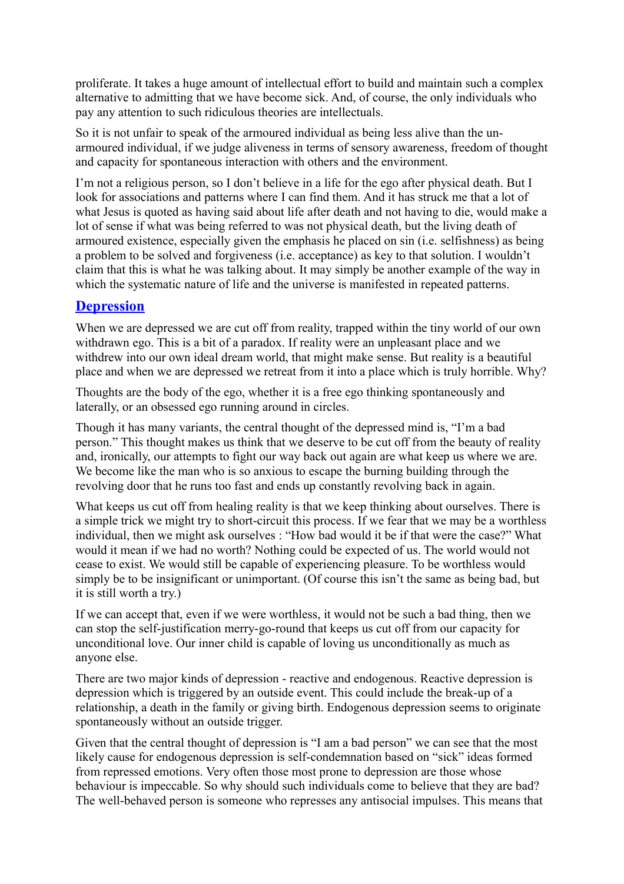proliferate. It takes a huge amount of intellectual effort to build and maintain such a complex alternative to admitting that we have become sick. And, of course, the only individuals who pay any attention to such ridiculous theories are intellectuals.

So it is not unfair to speak of the armoured individual as being less alive than the un-armoured individual, if we judge aliveness in terms of sensory awareness, freedom of thought and capacity for spontaneous interaction with others and the environment.

I'm not a religious person, so I don't believe in a life for the ego after physical death. But I look for associations and patterns where I can find them. And it has struck me that a lot of what Jesus is quoted as having said about life after death and not having to die, would make a lot of sense if what was being referred to was not physical death, but the living death of armoured existence, especially given the emphasis he placed on sin (i.e. selfishness) as being a problem to be solved and forgiveness (i.e. acceptance) as key to that solution. I wouldn't claim that this is what he was talking about. It may simply be another example of the way in which the systematic nature of life and the universe is manifested in repeated patterns.

## Depression

When we are depressed we are cut off from reality, trapped within the tiny world of our own withdrawn ego. This is a bit of a paradox. If reality were an unpleasant place and we withdrew into our own ideal dream world, that might make sense. But reality is a beautiful place and when we are depressed we retreat from it into a place which is truly horrible. Why?

Thoughts are the body of the ego, whether it is a free ego thinking spontaneously and laterally, or an obsessed ego running around in circles.

Though it has many variants, the central thought of the depressed mind is, "I'm a bad person." This thought makes us think that we deserve to be cut off from the beauty of reality and, ironically, our attempts to fight our way back out again are what keep us where we are. We become like the man who is so anxious to escape the burning building through the revolving door that he runs too fast and ends up constantly revolving back in again.

What keeps us cut off from healing reality is that we keep thinking about ourselves. There is a simple trick we might try to short-circuit this process. If we fear that we may be a worthless individual, then we might ask ourselves : "How bad would it be if that were the case?" What would it mean if we had no worth? Nothing could be expected of us. The world would not cease to exist. We would still be capable of experiencing pleasure. To be worthless would simply be to be insignificant or unimportant. (Of course this isn't the same as being bad, but it is still worth a try.)

If we can accept that, even if we were worthless, it would not be such a bad thing, then we can stop the self-justification merry-go-round that keeps us cut off from our capacity for unconditional love. Our inner child is capable of loving us unconditionally as much as anyone else.

There are two major kinds of depression - reactive and endogenous. Reactive depression is depression which is triggered by an outside event. This could include the break-up of a relationship, a death in the family or giving birth. Endogenous depression seems to originate spontaneously without an outside trigger.

Given that the central thought of depression is "I am a bad person" we can see that the most likely cause for endogenous depression is self-condemnation based on "sick" ideas formed from repressed emotions. Very often those most prone to depression are those whose behaviour is impeccable. So why should such individuals come to believe that they are bad? The well-behaved person is someone who represses any antisocial impulses. This means that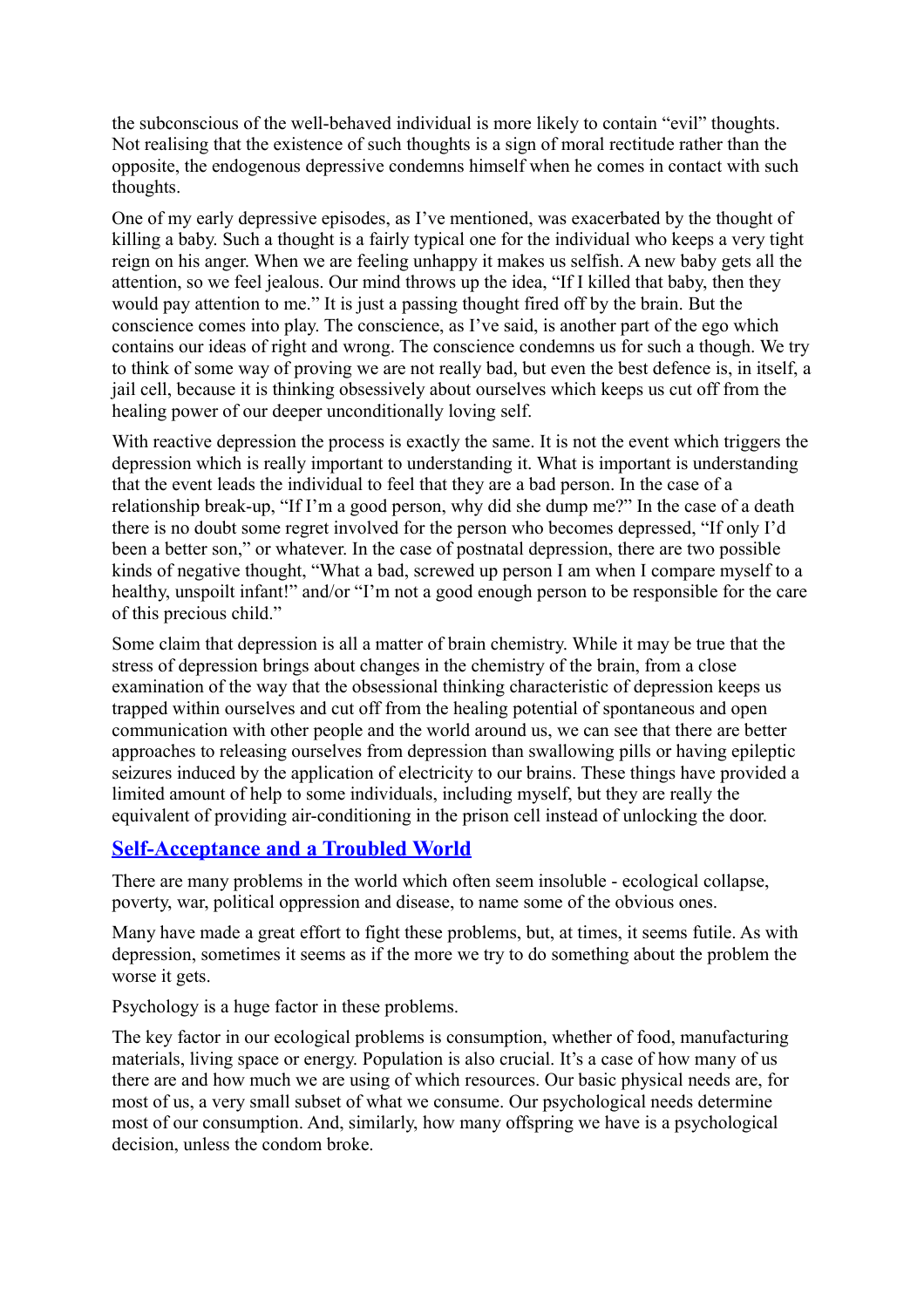the subconscious of the well-behaved individual is more likely to contain "evil" thoughts. Not realising that the existence of such thoughts is a sign of moral rectitude rather than the opposite, the endogenous depressive condemns himself when he comes in contact with such thoughts.

One of my early depressive episodes, as I've mentioned, was exacerbated by the thought of killing a baby. Such a thought is a fairly typical one for the individual who keeps a very tight reign on his anger. When we are feeling unhappy it makes us selfish. A new baby gets all the attention, so we feel jealous. Our mind throws up the idea, "If I killed that baby, then they would pay attention to me." It is just a passing thought fired off by the brain. But the conscience comes into play. The conscience, as I've said, is another part of the ego which contains our ideas of right and wrong. The conscience condemns us for such a though. We try to think of some way of proving we are not really bad, but even the best defence is, in itself, a jail cell, because it is thinking obsessively about ourselves which keeps us cut off from the healing power of our deeper unconditionally loving self.

With reactive depression the process is exactly the same. It is not the event which triggers the depression which is really important to understanding it. What is important is understanding that the event leads the individual to feel that they are a bad person. In the case of a relationship break-up, "If I'm a good person, why did she dump me?" In the case of a death there is no doubt some regret involved for the person who becomes depressed, "If only I'd been a better son," or whatever. In the case of postnatal depression, there are two possible kinds of negative thought, "What a bad, screwed up person I am when I compare myself to a healthy, unspoilt infant!" and/or "I'm not a good enough person to be responsible for the care of this precious child."

Some claim that depression is all a matter of brain chemistry. While it may be true that the stress of depression brings about changes in the chemistry of the brain, from a close examination of the way that the obsessional thinking characteristic of depression keeps us trapped within ourselves and cut off from the healing potential of spontaneous and open communication with other people and the world around us, we can see that there are better approaches to releasing ourselves from depression than swallowing pills or having epileptic seizures induced by the application of electricity to our brains. These things have provided a limited amount of help to some individuals, including myself, but they are really the equivalent of providing air-conditioning in the prison cell instead of unlocking the door.

## Self-Acceptance and a Troubled World

There are many problems in the world which often seem insoluble - ecological collapse, poverty, war, political oppression and disease, to name some of the obvious ones.

Many have made a great effort to fight these problems, but, at times, it seems futile. As with depression, sometimes it seems as if the more we try to do something about the problem the worse it gets.

Psychology is a huge factor in these problems.

The key factor in our ecological problems is consumption, whether of food, manufacturing materials, living space or energy. Population is also crucial. It's a case of how many of us there are and how much we are using of which resources. Our basic physical needs are, for most of us, a very small subset of what we consume. Our psychological needs determine most of our consumption. And, similarly, how many offspring we have is a psychological decision, unless the condom broke.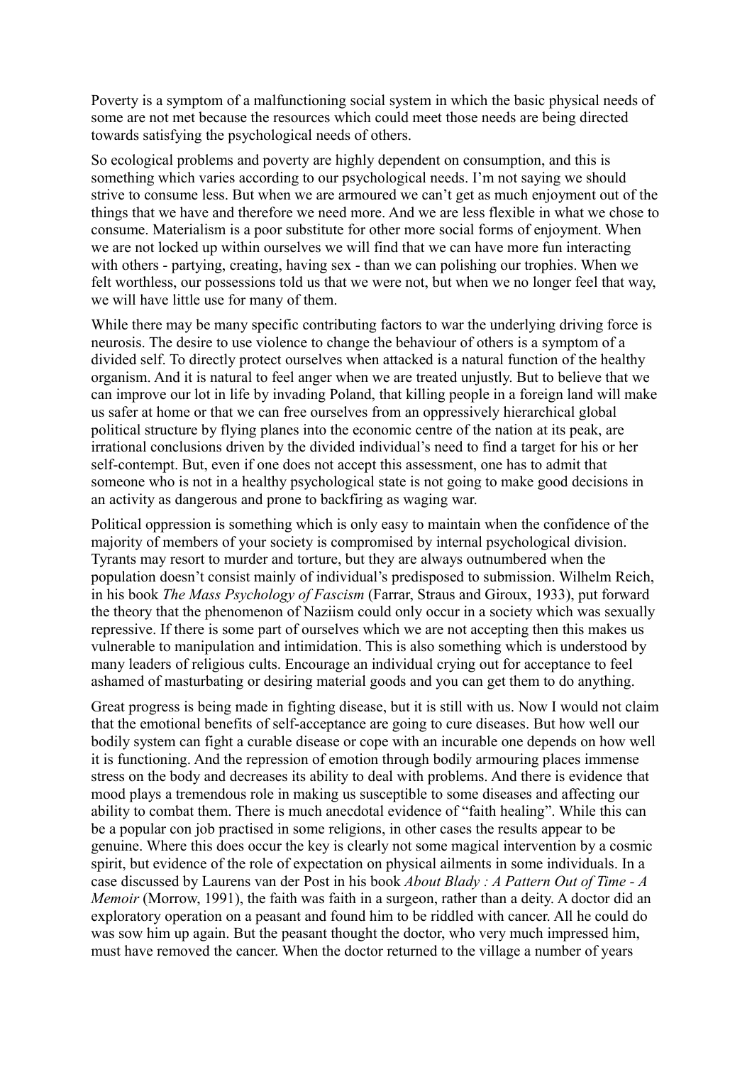Poverty is a symptom of a malfunctioning social system in which the basic physical needs of some are not met because the resources which could meet those needs are being directed towards satisfying the psychological needs of others.

So ecological problems and poverty are highly dependent on consumption, and this is something which varies according to our psychological needs. I'm not saying we should strive to consume less. But when we are armoured we can't get as much enjoyment out of the things that we have and therefore we need more. And we are less flexible in what we chose to consume. Materialism is a poor substitute for other more social forms of enjoyment. When we are not locked up within ourselves we will find that we can have more fun interacting with others - partying, creating, having sex - than we can polishing our trophies. When we felt worthless, our possessions told us that we were not, but when we no longer feel that way, we will have little use for many of them.

While there may be many specific contributing factors to war the underlying driving force is neurosis. The desire to use violence to change the behaviour of others is a symptom of a divided self. To directly protect ourselves when attacked is a natural function of the healthy organism. And it is natural to feel anger when we are treated unjustly. But to believe that we can improve our lot in life by invading Poland, that killing people in a foreign land will make us safer at home or that we can free ourselves from an oppressively hierarchical global political structure by flying planes into the economic centre of the nation at its peak, are irrational conclusions driven by the divided individual's need to find a target for his or her self-contempt. But, even if one does not accept this assessment, one has to admit that someone who is not in a healthy psychological state is not going to make good decisions in an activity as dangerous and prone to backfiring as waging war.

Political oppression is something which is only easy to maintain when the confidence of the majority of members of your society is compromised by internal psychological division. Tyrants may resort to murder and torture, but they are always outnumbered when the population doesn't consist mainly of individual's predisposed to submission. Wilhelm Reich, in his book *The Mass Psychology of Fascism* (Farrar, Straus and Giroux, 1933), put forward the theory that the phenomenon of Naziism could only occur in a society which was sexually repressive. If there is some part of ourselves which we are not accepting then this makes us vulnerable to manipulation and intimidation. This is also something which is understood by many leaders of religious cults. Encourage an individual crying out for acceptance to feel ashamed of masturbating or desiring material goods and you can get them to do anything.

Great progress is being made in fighting disease, but it is still with us. Now I would not claim that the emotional benefits of self-acceptance are going to cure diseases. But how well our bodily system can fight a curable disease or cope with an incurable one depends on how well it is functioning. And the repression of emotion through bodily armouring places immense stress on the body and decreases its ability to deal with problems. And there is evidence that mood plays a tremendous role in making us susceptible to some diseases and affecting our ability to combat them. There is much anecdotal evidence of "faith healing". While this can be a popular con job practised in some religions, in other cases the results appear to be genuine. Where this does occur the key is clearly not some magical intervention by a cosmic spirit, but evidence of the role of expectation on physical ailments in some individuals. In a case discussed by Laurens van der Post in his book *About Blady : A Pattern Out of Time - A Memoir* (Morrow, 1991), the faith was faith in a surgeon, rather than a deity. A doctor did an exploratory operation on a peasant and found him to be riddled with cancer. All he could do was sow him up again. But the peasant thought the doctor, who very much impressed him, must have removed the cancer. When the doctor returned to the village a number of years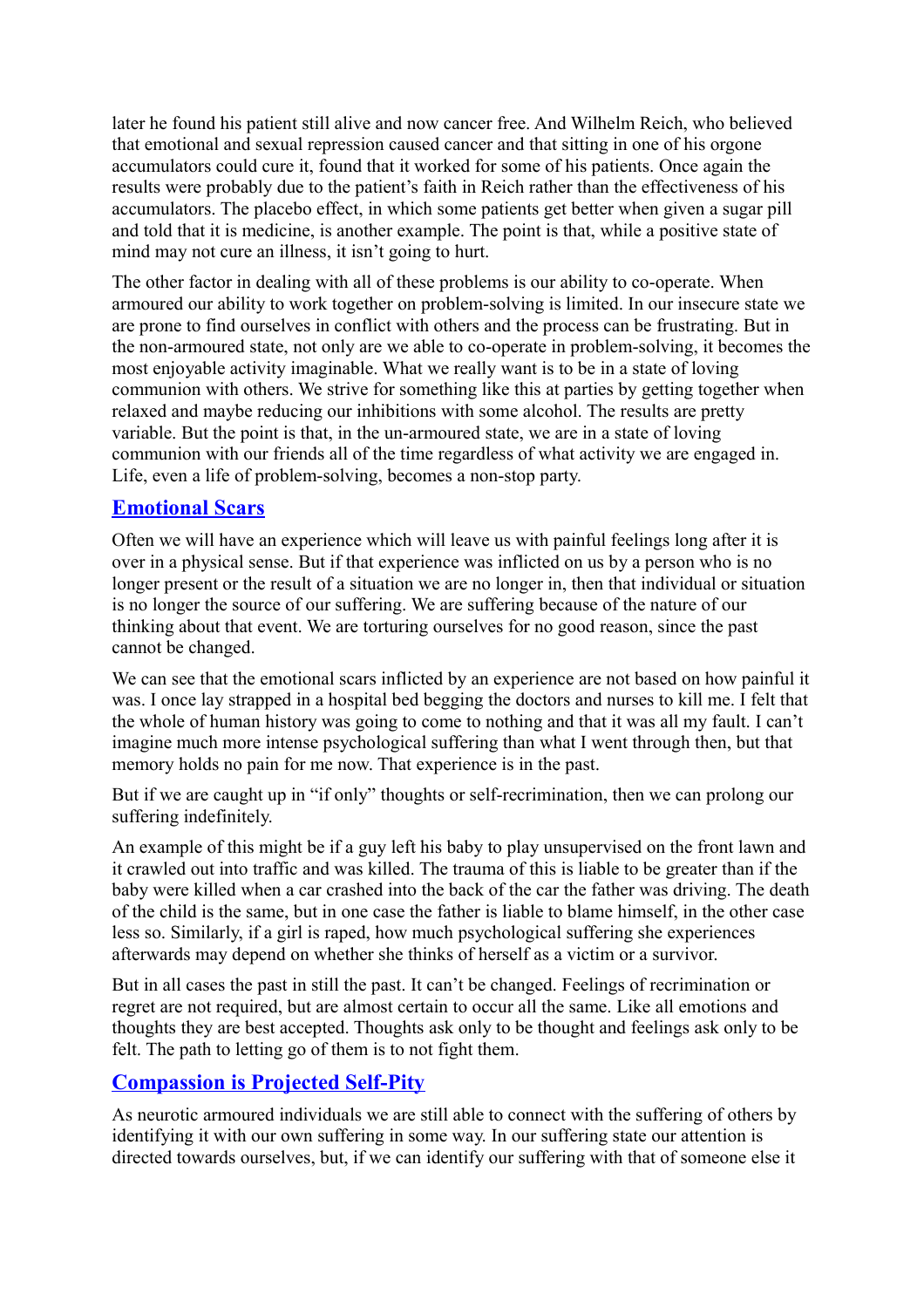later he found his patient still alive and now cancer free. And Wilhelm Reich, who believed that emotional and sexual repression caused cancer and that sitting in one of his orgone accumulators could cure it, found that it worked for some of his patients. Once again the results were probably due to the patient's faith in Reich rather than the effectiveness of his accumulators. The placebo effect, in which some patients get better when given a sugar pill and told that it is medicine, is another example. The point is that, while a positive state of mind may not cure an illness, it isn't going to hurt.

The other factor in dealing with all of these problems is our ability to co-operate. When armoured our ability to work together on problem-solving is limited. In our insecure state we are prone to find ourselves in conflict with others and the process can be frustrating. But in the non-armoured state, not only are we able to co-operate in problem-solving, it becomes the most enjoyable activity imaginable. What we really want is to be in a state of loving communion with others. We strive for something like this at parties by getting together when relaxed and maybe reducing our inhibitions with some alcohol. The results are pretty variable. But the point is that, in the un-armoured state, we are in a state of loving communion with our friends all of the time regardless of what activity we are engaged in. Life, even a life of problem-solving, becomes a non-stop party.

## Emotional Scars

Often we will have an experience which will leave us with painful feelings long after it is over in a physical sense. But if that experience was inflicted on us by a person who is no longer present or the result of a situation we are no longer in, then that individual or situation is no longer the source of our suffering. We are suffering because of the nature of our thinking about that event. We are torturing ourselves for no good reason, since the past cannot be changed.

We can see that the emotional scars inflicted by an experience are not based on how painful it was. I once lay strapped in a hospital bed begging the doctors and nurses to kill me. I felt that the whole of human history was going to come to nothing and that it was all my fault. I can't imagine much more intense psychological suffering than what I went through then, but that memory holds no pain for me now. That experience is in the past.

But if we are caught up in "if only" thoughts or self-recrimination, then we can prolong our suffering indefinitely.

An example of this might be if a guy left his baby to play unsupervised on the front lawn and it crawled out into traffic and was killed. The trauma of this is liable to be greater than if the baby were killed when a car crashed into the back of the car the father was driving. The death of the child is the same, but in one case the father is liable to blame himself, in the other case less so. Similarly, if a girl is raped, how much psychological suffering she experiences afterwards may depend on whether she thinks of herself as a victim or a survivor.

But in all cases the past in still the past. It can't be changed. Feelings of recrimination or regret are not required, but are almost certain to occur all the same. Like all emotions and thoughts they are best accepted. Thoughts ask only to be thought and feelings ask only to be felt. The path to letting go of them is to not fight them.

## Compassion is Projected Self-Pity

As neurotic armoured individuals we are still able to connect with the suffering of others by identifying it with our own suffering in some way. In our suffering state our attention is directed towards ourselves, but, if we can identify our suffering with that of someone else it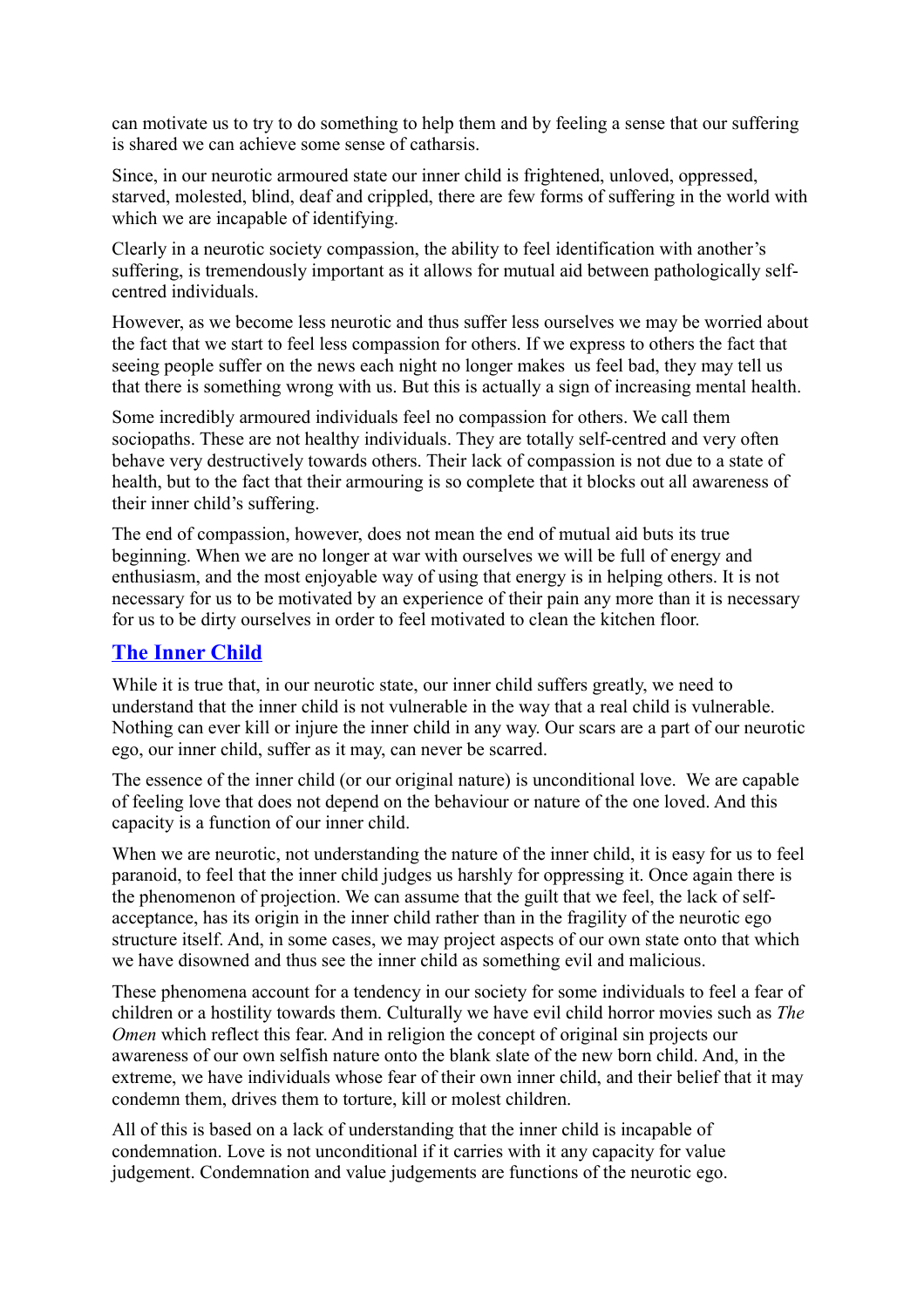can motivate us to try to do something to help them and by feeling a sense that our suffering is shared we can achieve some sense of catharsis.

Since, in our neurotic armoured state our inner child is frightened, unloved, oppressed, starved, molested, blind, deaf and crippled, there are few forms of suffering in the world with which we are incapable of identifying.

Clearly in a neurotic society compassion, the ability to feel identification with another's suffering, is tremendously important as it allows for mutual aid between pathologically self-centred individuals.

However, as we become less neurotic and thus suffer less ourselves we may be worried about the fact that we start to feel less compassion for others. If we express to others the fact that seeing people suffer on the news each night no longer makes us feel bad, they may tell us that there is something wrong with us. But this is actually a sign of increasing mental health.

Some incredibly armoured individuals feel no compassion for others. We call them sociopaths. These are not healthy individuals. They are totally self-centred and very often behave very destructively towards others. Their lack of compassion is not due to a state of health, but to the fact that their armouring is so complete that it blocks out all awareness of their inner child's suffering.

The end of compassion, however, does not mean the end of mutual aid buts its true beginning. When we are no longer at war with ourselves we will be full of energy and enthusiasm, and the most enjoyable way of using that energy is in helping others. It is not necessary for us to be motivated by an experience of their pain any more than it is necessary for us to be dirty ourselves in order to feel motivated to clean the kitchen floor.

## The Inner Child

While it is true that, in our neurotic state, our inner child suffers greatly, we need to understand that the inner child is not vulnerable in the way that a real child is vulnerable. Nothing can ever kill or injure the inner child in any way. Our scars are a part of our neurotic ego, our inner child, suffer as it may, can never be scarred.

The essence of the inner child (or our original nature) is unconditional love. We are capable of feeling love that does not depend on the behaviour or nature of the one loved. And this capacity is a function of our inner child.

When we are neurotic, not understanding the nature of the inner child, it is easy for us to feel paranoid, to feel that the inner child judges us harshly for oppressing it. Once again there is the phenomenon of projection. We can assume that the guilt that we feel, the lack of self-acceptance, has its origin in the inner child rather than in the fragility of the neurotic ego structure itself. And, in some cases, we may project aspects of our own state onto that which we have disowned and thus see the inner child as something evil and malicious.

These phenomena account for a tendency in our society for some individuals to feel a fear of children or a hostility towards them. Culturally we have evil child horror movies such as *The Omen* which reflect this fear. And in religion the concept of original sin projects our awareness of our own selfish nature onto the blank slate of the new born child. And, in the extreme, we have individuals whose fear of their own inner child, and their belief that it may condemn them, drives them to torture, kill or molest children.

All of this is based on a lack of understanding that the inner child is incapable of condemnation. Love is not unconditional if it carries with it any capacity for value judgement. Condemnation and value judgements are functions of the neurotic ego.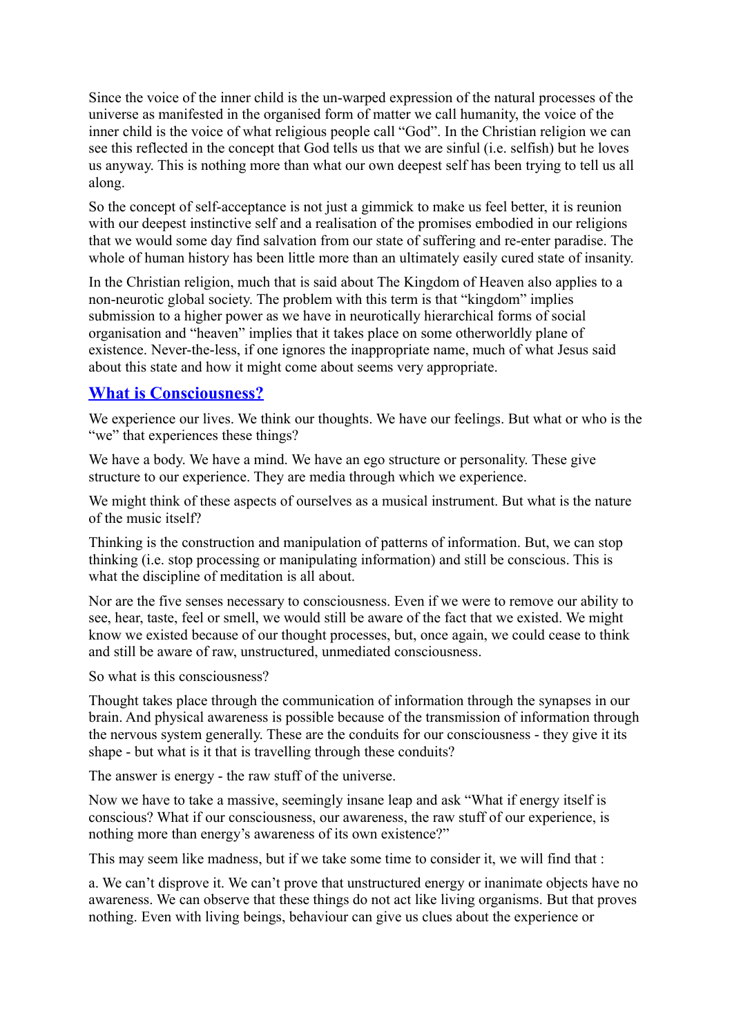Since the voice of the inner child is the un-warped expression of the natural processes of the universe as manifested in the organised form of matter we call humanity, the voice of the inner child is the voice of what religious people call "God". In the Christian religion we can see this reflected in the concept that God tells us that we are sinful (i.e. selfish) but he loves us anyway. This is nothing more than what our own deepest self has been trying to tell us all along.

So the concept of self-acceptance is not just a gimmick to make us feel better, it is reunion with our deepest instinctive self and a realisation of the promises embodied in our religions that we would some day find salvation from our state of suffering and re-enter paradise. The whole of human history has been little more than an ultimately easily cured state of insanity.

In the Christian religion, much that is said about The Kingdom of Heaven also applies to a non-neurotic global society. The problem with this term is that "kingdom" implies submission to a higher power as we have in neurotically hierarchical forms of social organisation and "heaven" implies that it takes place on some otherworldly plane of existence. Never-the-less, if one ignores the inappropriate name, much of what Jesus said about this state and how it might come about seems very appropriate.

## What is Consciousness?

We experience our lives. We think our thoughts. We have our feelings. But what or who is the "we" that experiences these things?

We have a body. We have a mind. We have an ego structure or personality. These give structure to our experience. They are media through which we experience.

We might think of these aspects of ourselves as a musical instrument. But what is the nature of the music itself?

Thinking is the construction and manipulation of patterns of information. But, we can stop thinking (i.e. stop processing or manipulating information) and still be conscious. This is what the discipline of meditation is all about.

Nor are the five senses necessary to consciousness. Even if we were to remove our ability to see, hear, taste, feel or smell, we would still be aware of the fact that we existed. We might know we existed because of our thought processes, but, once again, we could cease to think and still be aware of raw, unstructured, unmediated consciousness.

So what is this consciousness?

Thought takes place through the communication of information through the synapses in our brain. And physical awareness is possible because of the transmission of information through the nervous system generally. These are the conduits for our consciousness - they give it its shape - but what is it that is travelling through these conduits?

The answer is energy - the raw stuff of the universe.

Now we have to take a massive, seemingly insane leap and ask "What if energy itself is conscious? What if our consciousness, our awareness, the raw stuff of our experience, is nothing more than energy's awareness of its own existence?"

This may seem like madness, but if we take some time to consider it, we will find that :

a. We can't disprove it. We can't prove that unstructured energy or inanimate objects have no awareness. We can observe that these things do not act like living organisms. But that proves nothing. Even with living beings, behaviour can give us clues about the experience or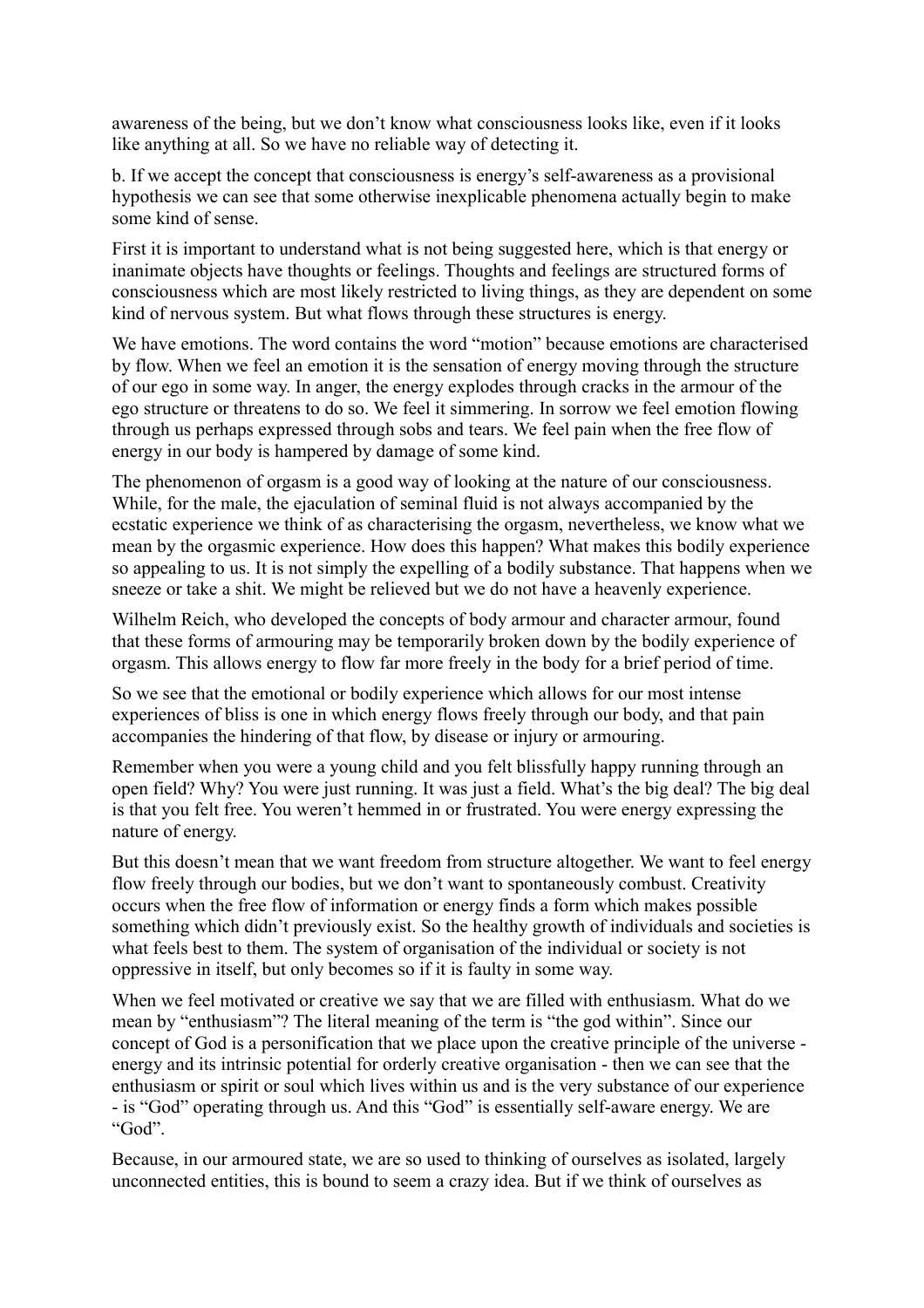awareness of the being, but we don't know what consciousness looks like, even if it looks like anything at all. So we have no reliable way of detecting it.

b. If we accept the concept that consciousness is energy's self-awareness as a provisional hypothesis we can see that some otherwise inexplicable phenomena actually begin to make some kind of sense.

First it is important to understand what is not being suggested here, which is that energy or inanimate objects have thoughts or feelings. Thoughts and feelings are structured forms of consciousness which are most likely restricted to living things, as they are dependent on some kind of nervous system. But what flows through these structures is energy.

We have emotions. The word contains the word "motion" because emotions are characterised by flow. When we feel an emotion it is the sensation of energy moving through the structure of our ego in some way. In anger, the energy explodes through cracks in the armour of the ego structure or threatens to do so. We feel it simmering. In sorrow we feel emotion flowing through us perhaps expressed through sobs and tears. We feel pain when the free flow of energy in our body is hampered by damage of some kind.

The phenomenon of orgasm is a good way of looking at the nature of our consciousness. While, for the male, the ejaculation of seminal fluid is not always accompanied by the ecstatic experience we think of as characterising the orgasm, nevertheless, we know what we mean by the orgasmic experience. How does this happen? What makes this bodily experience so appealing to us. It is not simply the expelling of a bodily substance. That happens when we sneeze or take a shit. We might be relieved but we do not have a heavenly experience.

Wilhelm Reich, who developed the concepts of body armour and character armour, found that these forms of armouring may be temporarily broken down by the bodily experience of orgasm. This allows energy to flow far more freely in the body for a brief period of time.

So we see that the emotional or bodily experience which allows for our most intense experiences of bliss is one in which energy flows freely through our body, and that pain accompanies the hindering of that flow, by disease or injury or armouring.

Remember when you were a young child and you felt blissfully happy running through an open field? Why? You were just running. It was just a field. What's the big deal? The big deal is that you felt free. You weren't hemmed in or frustrated. You were energy expressing the nature of energy.

But this doesn't mean that we want freedom from structure altogether. We want to feel energy flow freely through our bodies, but we don't want to spontaneously combust. Creativity occurs when the free flow of information or energy finds a form which makes possible something which didn't previously exist. So the healthy growth of individuals and societies is what feels best to them. The system of organisation of the individual or society is not oppressive in itself, but only becomes so if it is faulty in some way.

When we feel motivated or creative we say that we are filled with enthusiasm. What do we mean by "enthusiasm"? The literal meaning of the term is "the god within". Since our concept of God is a personification that we place upon the creative principle of the universe - energy and its intrinsic potential for orderly creative organisation - then we can see that the enthusiasm or spirit or soul which lives within us and is the very substance of our experience - is "God" operating through us. And this "God" is essentially self-aware energy. We are "God".

Because, in our armoured state, we are so used to thinking of ourselves as isolated, largely unconnected entities, this is bound to seem a crazy idea. But if we think of ourselves as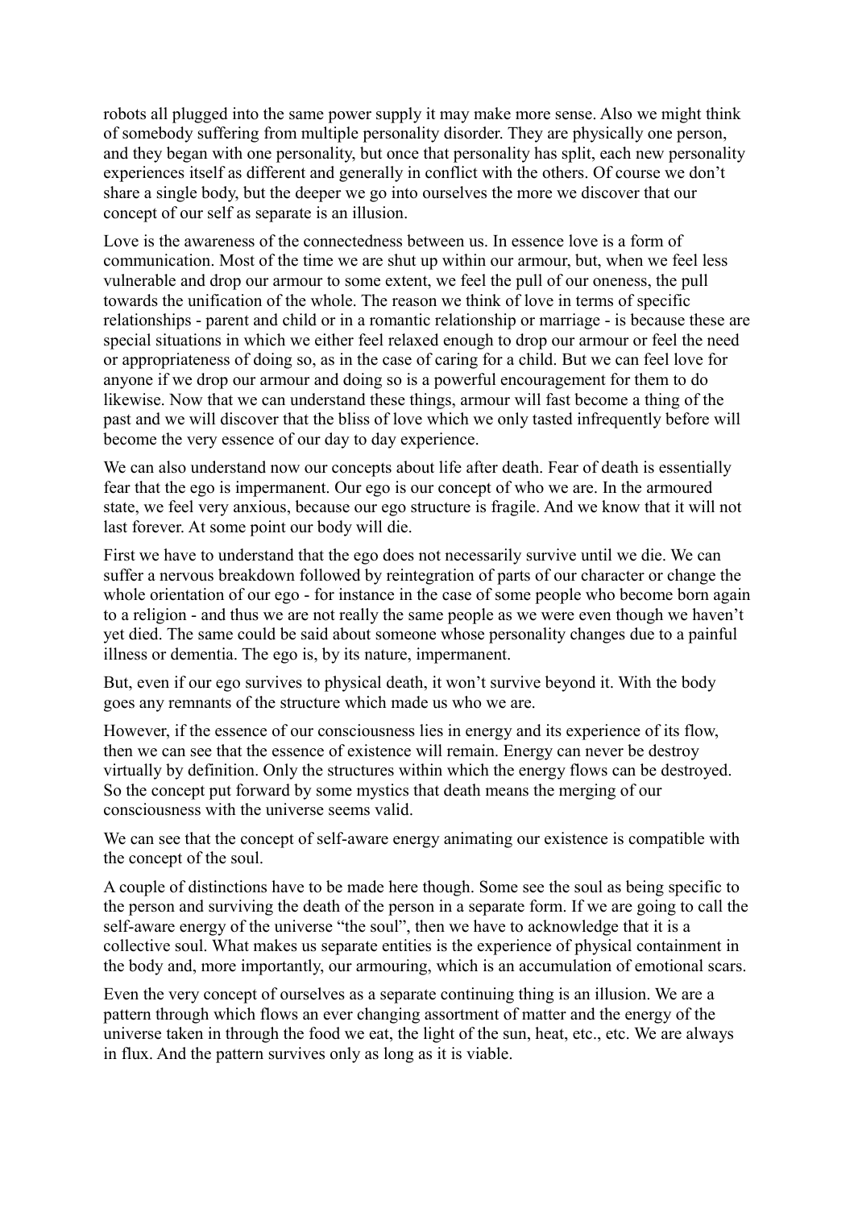robots all plugged into the same power supply it may make more sense. Also we might think of somebody suffering from multiple personality disorder. They are physically one person, and they began with one personality, but once that personality has split, each new personality experiences itself as different and generally in conflict with the others. Of course we don't share a single body, but the deeper we go into ourselves the more we discover that our concept of our self as separate is an illusion.

Love is the awareness of the connectedness between us. In essence love is a form of communication. Most of the time we are shut up within our armour, but, when we feel less vulnerable and drop our armour to some extent, we feel the pull of our oneness, the pull towards the unification of the whole. The reason we think of love in terms of specific relationships - parent and child or in a romantic relationship or marriage - is because these are special situations in which we either feel relaxed enough to drop our armour or feel the need or appropriateness of doing so, as in the case of caring for a child. But we can feel love for anyone if we drop our armour and doing so is a powerful encouragement for them to do likewise. Now that we can understand these things, armour will fast become a thing of the past and we will discover that the bliss of love which we only tasted infrequently before will become the very essence of our day to day experience.

We can also understand now our concepts about life after death. Fear of death is essentially fear that the ego is impermanent. Our ego is our concept of who we are. In the armoured state, we feel very anxious, because our ego structure is fragile. And we know that it will not last forever. At some point our body will die.

First we have to understand that the ego does not necessarily survive until we die. We can suffer a nervous breakdown followed by reintegration of parts of our character or change the whole orientation of our ego - for instance in the case of some people who become born again to a religion - and thus we are not really the same people as we were even though we haven't yet died. The same could be said about someone whose personality changes due to a painful illness or dementia. The ego is, by its nature, impermanent.

But, even if our ego survives to physical death, it won't survive beyond it. With the body goes any remnants of the structure which made us who we are.

However, if the essence of our consciousness lies in energy and its experience of its flow, then we can see that the essence of existence will remain. Energy can never be destroy virtually by definition. Only the structures within which the energy flows can be destroyed. So the concept put forward by some mystics that death means the merging of our consciousness with the universe seems valid.

We can see that the concept of self-aware energy animating our existence is compatible with the concept of the soul.

A couple of distinctions have to be made here though. Some see the soul as being specific to the person and surviving the death of the person in a separate form. If we are going to call the self-aware energy of the universe "the soul", then we have to acknowledge that it is a collective soul. What makes us separate entities is the experience of physical containment in the body and, more importantly, our armouring, which is an accumulation of emotional scars.

Even the very concept of ourselves as a separate continuing thing is an illusion. We are a pattern through which flows an ever changing assortment of matter and the energy of the universe taken in through the food we eat, the light of the sun, heat, etc., etc. We are always in flux. And the pattern survives only as long as it is viable.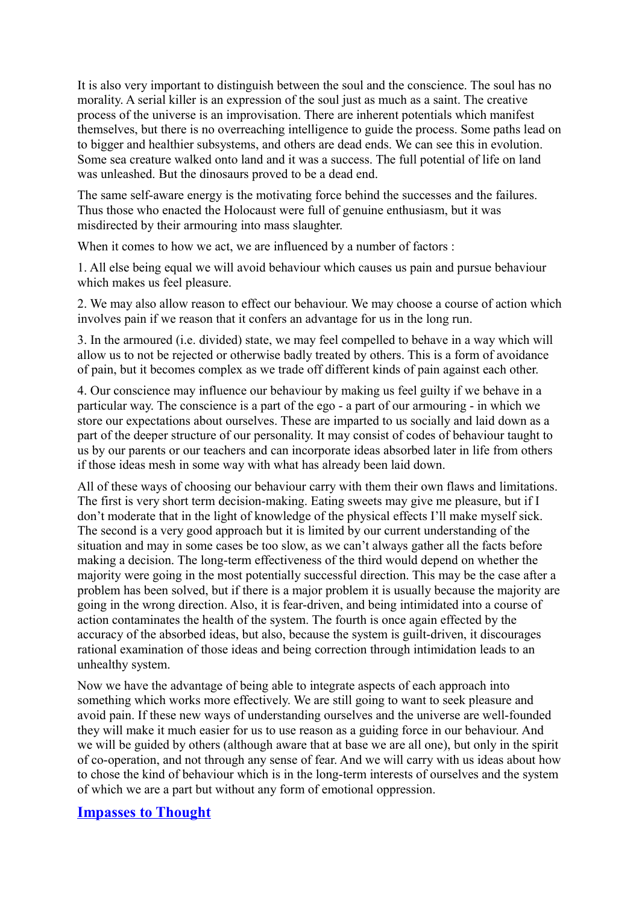It is also very important to distinguish between the soul and the conscience. The soul has no morality. A serial killer is an expression of the soul just as much as a saint. The creative process of the universe is an improvisation. There are inherent potentials which manifest themselves, but there is no overreaching intelligence to guide the process. Some paths lead on to bigger and healthier subsystems, and others are dead ends. We can see this in evolution. Some sea creature walked onto land and it was a success. The full potential of life on land was unleashed. But the dinosaurs proved to be a dead end.

The same self-aware energy is the motivating force behind the successes and the failures. Thus those who enacted the Holocaust were full of genuine enthusiasm, but it was misdirected by their armouring into mass slaughter.

When it comes to how we act, we are influenced by a number of factors :

1. All else being equal we will avoid behaviour which causes us pain and pursue behaviour which makes us feel pleasure.

2. We may also allow reason to effect our behaviour. We may choose a course of action which involves pain if we reason that it confers an advantage for us in the long run.

3. In the armoured (i.e. divided) state, we may feel compelled to behave in a way which will allow us to not be rejected or otherwise badly treated by others. This is a form of avoidance of pain, but it becomes complex as we trade off different kinds of pain against each other.

4. Our conscience may influence our behaviour by making us feel guilty if we behave in a particular way. The conscience is a part of the ego - a part of our armouring - in which we store our expectations about ourselves. These are imparted to us socially and laid down as a part of the deeper structure of our personality. It may consist of codes of behaviour taught to us by our parents or our teachers and can incorporate ideas absorbed later in life from others if those ideas mesh in some way with what has already been laid down.

All of these ways of choosing our behaviour carry with them their own flaws and limitations. The first is very short term decision-making. Eating sweets may give me pleasure, but if I don't moderate that in the light of knowledge of the physical effects I'll make myself sick. The second is a very good approach but it is limited by our current understanding of the situation and may in some cases be too slow, as we can't always gather all the facts before making a decision. The long-term effectiveness of the third would depend on whether the majority were going in the most potentially successful direction. This may be the case after a problem has been solved, but if there is a major problem it is usually because the majority are going in the wrong direction. Also, it is fear-driven, and being intimidated into a course of action contaminates the health of the system. The fourth is once again effected by the accuracy of the absorbed ideas, but also, because the system is guilt-driven, it discourages rational examination of those ideas and being correction through intimidation leads to an unhealthy system.

Now we have the advantage of being able to integrate aspects of each approach into something which works more effectively. We are still going to want to seek pleasure and avoid pain. If these new ways of understanding ourselves and the universe are well-founded they will make it much easier for us to use reason as a guiding force in our behaviour. And we will be guided by others (although aware that at base we are all one), but only in the spirit of co-operation, and not through any sense of fear. And we will carry with us ideas about how to chose the kind of behaviour which is in the long-term interests of ourselves and the system of which we are a part but without any form of emotional oppression.

## Impasses to Thought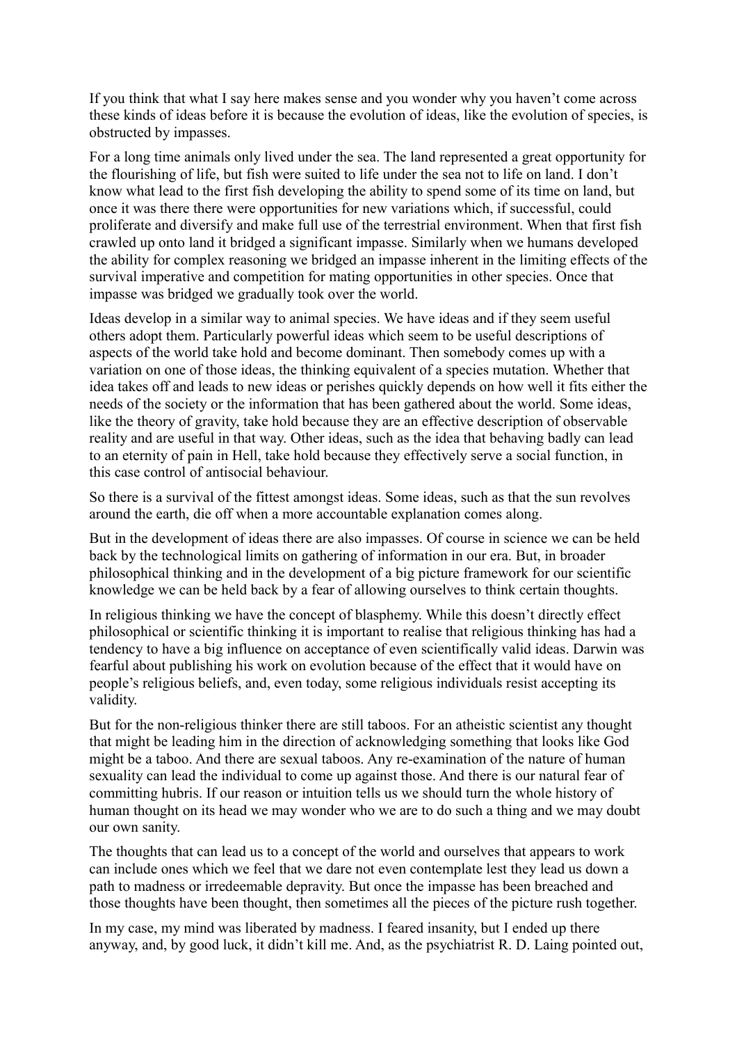If you think that what I say here makes sense and you wonder why you haven't come across these kinds of ideas before it is because the evolution of ideas, like the evolution of species, is obstructed by impasses.

For a long time animals only lived under the sea. The land represented a great opportunity for the flourishing of life, but fish were suited to life under the sea not to life on land. I don't know what lead to the first fish developing the ability to spend some of its time on land, but once it was there there were opportunities for new variations which, if successful, could proliferate and diversify and make full use of the terrestrial environment. When that first fish crawled up onto land it bridged a significant impasse. Similarly when we humans developed the ability for complex reasoning we bridged an impasse inherent in the limiting effects of the survival imperative and competition for mating opportunities in other species. Once that impasse was bridged we gradually took over the world.

Ideas develop in a similar way to animal species. We have ideas and if they seem useful others adopt them. Particularly powerful ideas which seem to be useful descriptions of aspects of the world take hold and become dominant. Then somebody comes up with a variation on one of those ideas, the thinking equivalent of a species mutation. Whether that idea takes off and leads to new ideas or perishes quickly depends on how well it fits either the needs of the society or the information that has been gathered about the world. Some ideas, like the theory of gravity, take hold because they are an effective description of observable reality and are useful in that way. Other ideas, such as the idea that behaving badly can lead to an eternity of pain in Hell, take hold because they effectively serve a social function, in this case control of antisocial behaviour.

So there is a survival of the fittest amongst ideas. Some ideas, such as that the sun revolves around the earth, die off when a more accountable explanation comes along.

But in the development of ideas there are also impasses. Of course in science we can be held back by the technological limits on gathering of information in our era. But, in broader philosophical thinking and in the development of a big picture framework for our scientific knowledge we can be held back by a fear of allowing ourselves to think certain thoughts.

In religious thinking we have the concept of blasphemy. While this doesn't directly effect philosophical or scientific thinking it is important to realise that religious thinking has had a tendency to have a big influence on acceptance of even scientifically valid ideas. Darwin was fearful about publishing his work on evolution because of the effect that it would have on people's religious beliefs, and, even today, some religious individuals resist accepting its validity.

But for the non-religious thinker there are still taboos. For an atheistic scientist any thought that might be leading him in the direction of acknowledging something that looks like God might be a taboo. And there are sexual taboos. Any re-examination of the nature of human sexuality can lead the individual to come up against those. And there is our natural fear of committing hubris. If our reason or intuition tells us we should turn the whole history of human thought on its head we may wonder who we are to do such a thing and we may doubt our own sanity.

The thoughts that can lead us to a concept of the world and ourselves that appears to work can include ones which we feel that we dare not even contemplate lest they lead us down a path to madness or irredeemable depravity. But once the impasse has been breached and those thoughts have been thought, then sometimes all the pieces of the picture rush together.

In my case, my mind was liberated by madness. I feared insanity, but I ended up there anyway, and, by good luck, it didn't kill me. And, as the psychiatrist R. D. Laing pointed out,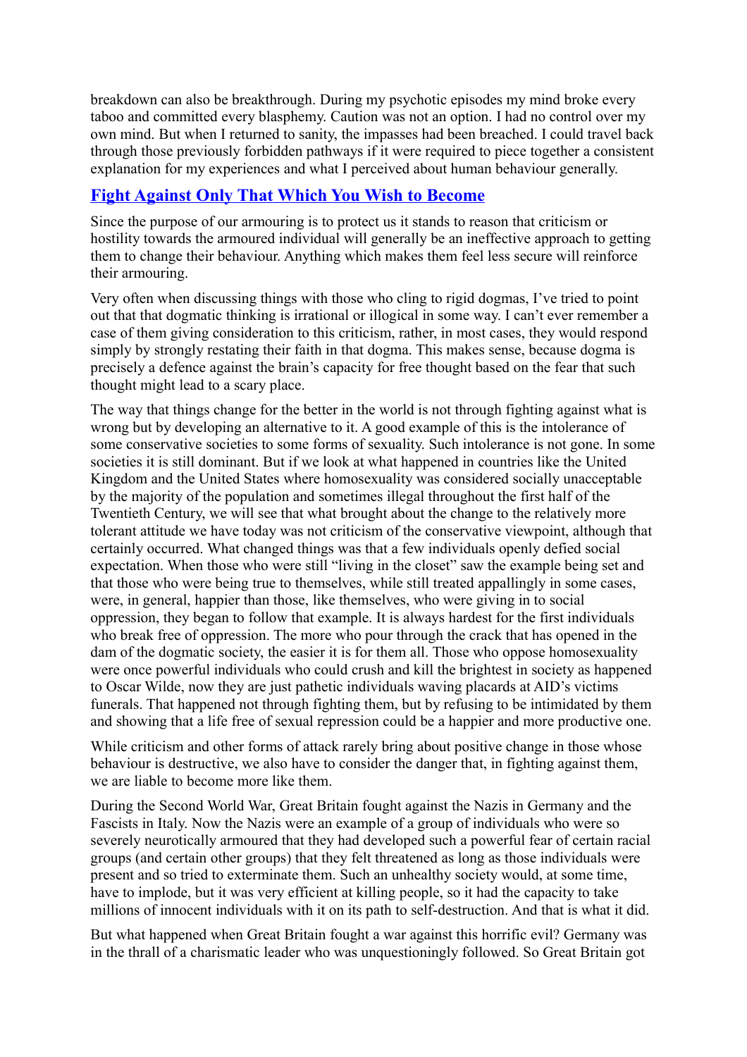breakdown can also be breakthrough. During my psychotic episodes my mind broke every taboo and committed every blasphemy. Caution was not an option. I had no control over my own mind. But when I returned to sanity, the impasses had been breached. I could travel back through those previously forbidden pathways if it were required to piece together a consistent explanation for my experiences and what I perceived about human behaviour generally.

## Fight Against Only That Which You Wish to Become

Since the purpose of our armouring is to protect us it stands to reason that criticism or hostility towards the armoured individual will generally be an ineffective approach to getting them to change their behaviour. Anything which makes them feel less secure will reinforce their armouring.

Very often when discussing things with those who cling to rigid dogmas, I've tried to point out that that dogmatic thinking is irrational or illogical in some way. I can't ever remember a case of them giving consideration to this criticism, rather, in most cases, they would respond simply by strongly restating their faith in that dogma. This makes sense, because dogma is precisely a defence against the brain's capacity for free thought based on the fear that such thought might lead to a scary place.

The way that things change for the better in the world is not through fighting against what is wrong but by developing an alternative to it. A good example of this is the intolerance of some conservative societies to some forms of sexuality. Such intolerance is not gone. In some societies it is still dominant. But if we look at what happened in countries like the United Kingdom and the United States where homosexuality was considered socially unacceptable by the majority of the population and sometimes illegal throughout the first half of the Twentieth Century, we will see that what brought about the change to the relatively more tolerant attitude we have today was not criticism of the conservative viewpoint, although that certainly occurred. What changed things was that a few individuals openly defied social expectation. When those who were still "living in the closet" saw the example being set and that those who were being true to themselves, while still treated appallingly in some cases, were, in general, happier than those, like themselves, who were giving in to social oppression, they began to follow that example. It is always hardest for the first individuals who break free of oppression. The more who pour through the crack that has opened in the dam of the dogmatic society, the easier it is for them all. Those who oppose homosexuality were once powerful individuals who could crush and kill the brightest in society as happened to Oscar Wilde, now they are just pathetic individuals waving placards at AID's victims funerals. That happened not through fighting them, but by refusing to be intimidated by them and showing that a life free of sexual repression could be a happier and more productive one.

While criticism and other forms of attack rarely bring about positive change in those whose behaviour is destructive, we also have to consider the danger that, in fighting against them, we are liable to become more like them.

During the Second World War, Great Britain fought against the Nazis in Germany and the Fascists in Italy. Now the Nazis were an example of a group of individuals who were so severely neurotically armoured that they had developed such a powerful fear of certain racial groups (and certain other groups) that they felt threatened as long as those individuals were present and so tried to exterminate them. Such an unhealthy society would, at some time, have to implode, but it was very efficient at killing people, so it had the capacity to take millions of innocent individuals with it on its path to self-destruction. And that is what it did.

But what happened when Great Britain fought a war against this horrific evil? Germany was in the thrall of a charismatic leader who was unquestioningly followed. So Great Britain got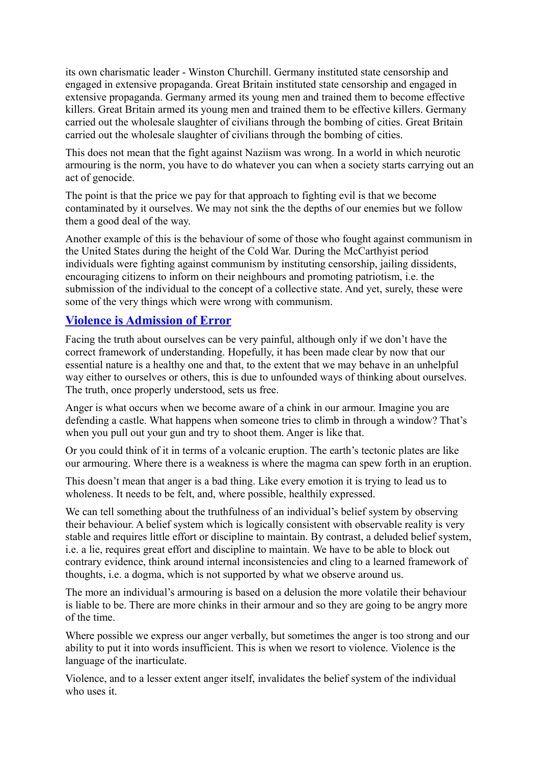its own charismatic leader - Winston Churchill. Germany instituted state censorship and engaged in extensive propaganda. Great Britain instituted state censorship and engaged in extensive propaganda. Germany armed its young men and trained them to become effective killers. Great Britain armed its young men and trained them to be effective killers. Germany carried out the wholesale slaughter of civilians through the bombing of cities. Great Britain carried out the wholesale slaughter of civilians through the bombing of cities.

This does not mean that the fight against Naziism was wrong. In a world in which neurotic armouring is the norm, you have to do whatever you can when a society starts carrying out an act of genocide.

The point is that the price we pay for that approach to fighting evil is that we become contaminated by it ourselves. We may not sink the the depths of our enemies but we follow them a good deal of the way.

Another example of this is the behaviour of some of those who fought against communism in the United States during the height of the Cold War. During the McCarthyist period individuals were fighting against communism by instituting censorship, jailing dissidents, encouraging citizens to inform on their neighbours and promoting patriotism, i.e. the submission of the individual to the concept of a collective state. And yet, surely, these were some of the very things which were wrong with communism.

## Violence is Admission of Error

Facing the truth about ourselves can be very painful, although only if we don't have the correct framework of understanding. Hopefully, it has been made clear by now that our essential nature is a healthy one and that, to the extent that we may behave in an unhelpful way either to ourselves or others, this is due to unfounded ways of thinking about ourselves. The truth, once properly understood, sets us free.

Anger is what occurs when we become aware of a chink in our armour. Imagine you are defending a castle. What happens when someone tries to climb in through a window? That's when you pull out your gun and try to shoot them. Anger is like that.

Or you could think of it in terms of a volcanic eruption. The earth's tectonic plates are like our armouring. Where there is a weakness is where the magma can spew forth in an eruption.

This doesn't mean that anger is a bad thing. Like every emotion it is trying to lead us to wholeness. It needs to be felt, and, where possible, healthily expressed.

We can tell something about the truthfulness of an individual's belief system by observing their behaviour. A belief system which is logically consistent with observable reality is very stable and requires little effort or discipline to maintain. By contrast, a deluded belief system, i.e. a lie, requires great effort and discipline to maintain. We have to be able to block out contrary evidence, think around internal inconsistencies and cling to a learned framework of thoughts, i.e. a dogma, which is not supported by what we observe around us.

The more an individual's armouring is based on a delusion the more volatile their behaviour is liable to be. There are more chinks in their armour and so they are going to be angry more of the time.

Where possible we express our anger verbally, but sometimes the anger is too strong and our ability to put it into words insufficient. This is when we resort to violence. Violence is the language of the inarticulate.

Violence, and to a lesser extent anger itself, invalidates the belief system of the individual who uses it.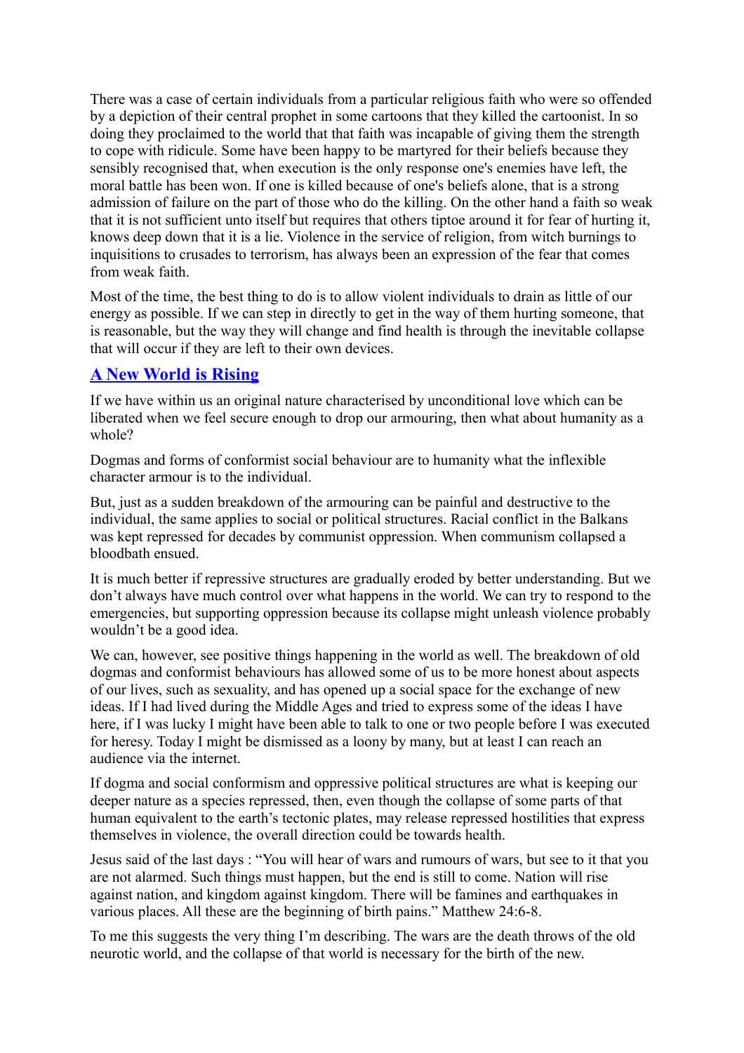There was a case of certain individuals from a particular religious faith who were so offended by a depiction of their central prophet in some cartoons that they killed the cartoonist. In so doing they proclaimed to the world that that faith was incapable of giving them the strength to cope with ridicule. Some have been happy to be martyred for their beliefs because they sensibly recognised that, when execution is the only response one's enemies have left, the moral battle has been won. If one is killed because of one's beliefs alone, that is a strong admission of failure on the part of those who do the killing. On the other hand a faith so weak that it is not sufficient unto itself but requires that others tiptoe around it for fear of hurting it, knows deep down that it is a lie. Violence in the service of religion, from witch burnings to inquisitions to crusades to terrorism, has always been an expression of the fear that comes from weak faith.

Most of the time, the best thing to do is to allow violent individuals to drain as little of our energy as possible. If we can step in directly to get in the way of them hurting someone, that is reasonable, but the way they will change and find health is through the inevitable collapse that will occur if they are left to their own devices.

## A New World is Rising

If we have within us an original nature characterised by unconditional love which can be liberated when we feel secure enough to drop our armouring, then what about humanity as a whole?

Dogmas and forms of conformist social behaviour are to humanity what the inflexible character armour is to the individual.

But, just as a sudden breakdown of the armouring can be painful and destructive to the individual, the same applies to social or political structures. Racial conflict in the Balkans was kept repressed for decades by communist oppression. When communism collapsed a bloodbath ensued.

It is much better if repressive structures are gradually eroded by better understanding. But we don't always have much control over what happens in the world. We can try to respond to the emergencies, but supporting oppression because its collapse might unleash violence probably wouldn't be a good idea.

We can, however, see positive things happening in the world as well. The breakdown of old dogmas and conformist behaviours has allowed some of us to be more honest about aspects of our lives, such as sexuality, and has opened up a social space for the exchange of new ideas. If I had lived during the Middle Ages and tried to express some of the ideas I have here, if I was lucky I might have been able to talk to one or two people before I was executed for heresy. Today I might be dismissed as a loony by many, but at least I can reach an audience via the internet.

If dogma and social conformism and oppressive political structures are what is keeping our deeper nature as a species repressed, then, even though the collapse of some parts of that human equivalent to the earth's tectonic plates, may release repressed hostilities that express themselves in violence, the overall direction could be towards health.

Jesus said of the last days : "You will hear of wars and rumours of wars, but see to it that you are not alarmed. Such things must happen, but the end is still to come. Nation will rise against nation, and kingdom against kingdom. There will be famines and earthquakes in various places. All these are the beginning of birth pains." Matthew 24:6-8.

To me this suggests the very thing I'm describing. The wars are the death throws of the old neurotic world, and the collapse of that world is necessary for the birth of the new.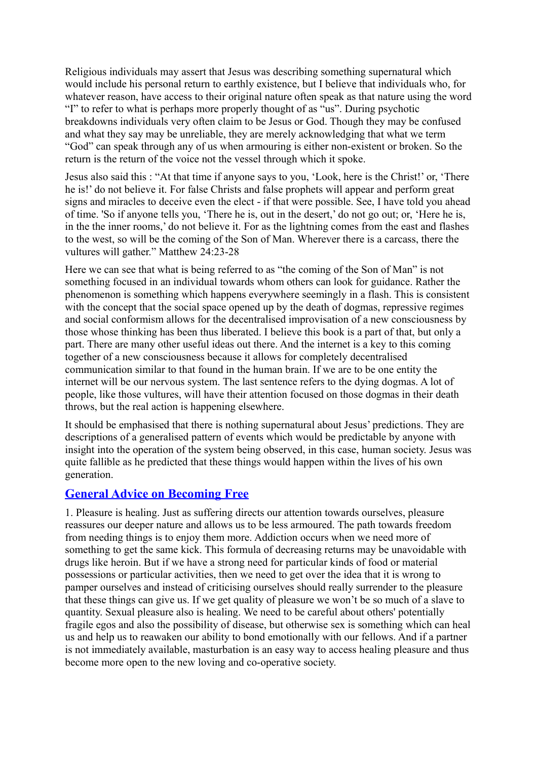Religious individuals may assert that Jesus was describing something supernatural which would include his personal return to earthly existence, but I believe that individuals who, for whatever reason, have access to their original nature often speak as that nature using the word "I" to refer to what is perhaps more properly thought of as "us". During psychotic breakdowns individuals very often claim to be Jesus or God. Though they may be confused and what they say may be unreliable, they are merely acknowledging that what we term "God" can speak through any of us when armouring is either non-existent or broken. So the return is the return of the voice not the vessel through which it spoke.

Jesus also said this : "At that time if anyone says to you, 'Look, here is the Christ!' or, 'There he is!' do not believe it. For false Christs and false prophets will appear and perform great signs and miracles to deceive even the elect - if that were possible. See, I have told you ahead of time. 'So if anyone tells you, 'There he is, out in the desert,' do not go out; or, 'Here he is, in the the inner rooms,' do not believe it. For as the lightning comes from the east and flashes to the west, so will be the coming of the Son of Man. Wherever there is a carcass, there the vultures will gather." Matthew 24:23-28

Here we can see that what is being referred to as "the coming of the Son of Man" is not something focused in an individual towards whom others can look for guidance. Rather the phenomenon is something which happens everywhere seemingly in a flash. This is consistent with the concept that the social space opened up by the death of dogmas, repressive regimes and social conformism allows for the decentralised improvisation of a new consciousness by those whose thinking has been thus liberated. I believe this book is a part of that, but only a part. There are many other useful ideas out there. And the internet is a key to this coming together of a new consciousness because it allows for completely decentralised communication similar to that found in the human brain. If we are to be one entity the internet will be our nervous system. The last sentence refers to the dying dogmas. A lot of people, like those vultures, will have their attention focused on those dogmas in their death throws, but the real action is happening elsewhere.

It should be emphasised that there is nothing supernatural about Jesus' predictions. They are descriptions of a generalised pattern of events which would be predictable by anyone with insight into the operation of the system being observed, in this case, human society. Jesus was quite fallible as he predicted that these things would happen within the lives of his own generation.

## General Advice on Becoming Free

1. Pleasure is healing. Just as suffering directs our attention towards ourselves, pleasure reassures our deeper nature and allows us to be less armoured. The path towards freedom from needing things is to enjoy them more. Addiction occurs when we need more of something to get the same kick. This formula of decreasing returns may be unavoidable with drugs like heroin. But if we have a strong need for particular kinds of food or material possessions or particular activities, then we need to get over the idea that it is wrong to pamper ourselves and instead of criticising ourselves should really surrender to the pleasure that these things can give us. If we get quality of pleasure we won't be so much of a slave to quantity. Sexual pleasure also is healing. We need to be careful about others' potentially fragile egos and also the possibility of disease, but otherwise sex is something which can heal us and help us to reawaken our ability to bond emotionally with our fellows. And if a partner is not immediately available, masturbation is an easy way to access healing pleasure and thus become more open to the new loving and co-operative society.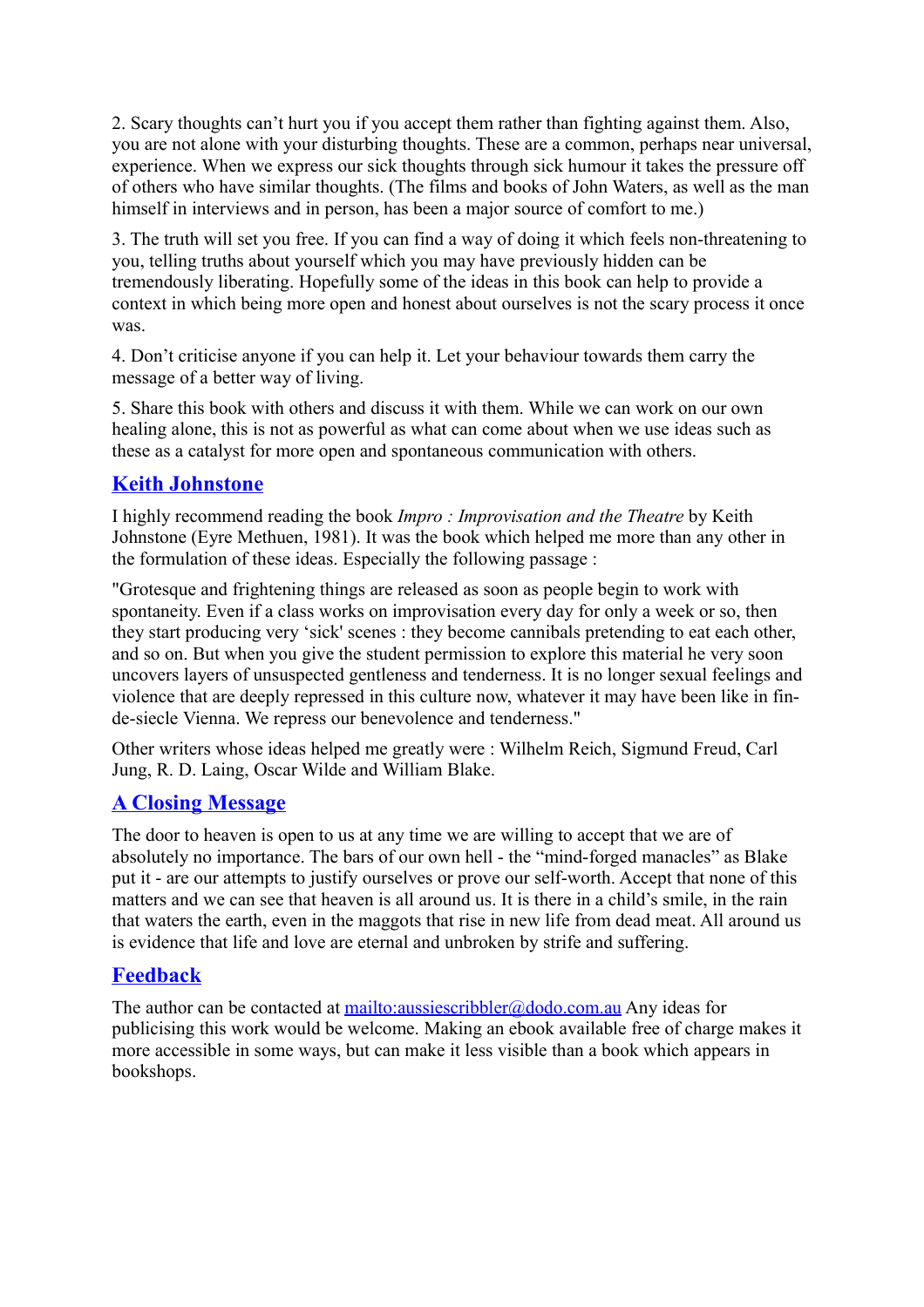2. Scary thoughts can't hurt you if you accept them rather than fighting against them. Also, you are not alone with your disturbing thoughts. These are a common, perhaps near universal, experience. When we express our sick thoughts through sick humour it takes the pressure off of others who have similar thoughts. (The films and books of John Waters, as well as the man himself in interviews and in person, has been a major source of comfort to me.)

3. The truth will set you free. If you can find a way of doing it which feels non-threatening to you, telling truths about yourself which you may have previously hidden can be tremendously liberating. Hopefully some of the ideas in this book can help to provide a context in which being more open and honest about ourselves is not the scary process it once was.

4. Don't criticise anyone if you can help it. Let your behaviour towards them carry the message of a better way of living.

5. Share this book with others and discuss it with them. While we can work on our own healing alone, this is not as powerful as what can come about when we use ideas such as these as a catalyst for more open and spontaneous communication with others.

## Keith Johnstone

I highly recommend reading the book *Impro : Improvisation and the Theatre* by Keith Johnstone (Eyre Methuen, 1981). It was the book which helped me more than any other in the formulation of these ideas. Especially the following passage :

"Grotesque and frightening things are released as soon as people begin to work with spontaneity. Even if a class works on improvisation every day for only a week or so, then they start producing very 'sick' scenes : they become cannibals pretending to eat each other, and so on. But when you give the student permission to explore this material he very soon uncovers layers of unsuspected gentleness and tenderness. It is no longer sexual feelings and violence that are deeply repressed in this culture now, whatever it may have been like in fin-de-siecle Vienna. We repress our benevolence and tenderness."

Other writers whose ideas helped me greatly were : Wilhelm Reich, Sigmund Freud, Carl Jung, R. D. Laing, Oscar Wilde and William Blake.

## A Closing Message

The door to heaven is open to us at any time we are willing to accept that we are of absolutely no importance. The bars of our own hell - the "mind-forged manacles" as Blake put it - are our attempts to justify ourselves or prove our self-worth. Accept that none of this matters and we can see that heaven is all around us. It is there in a child's smile, in the rain that waters the earth, even in the maggots that rise in new life from dead meat. All around us is evidence that life and love are eternal and unbroken by strife and suffering.

## Feedback

The author can be contacted at mailto:aussiescribbler@dodo.com.au Any ideas for publicising this work would be welcome. Making an ebook available free of charge makes it more accessible in some ways, but can make it less visible than a book which appears in bookshops.